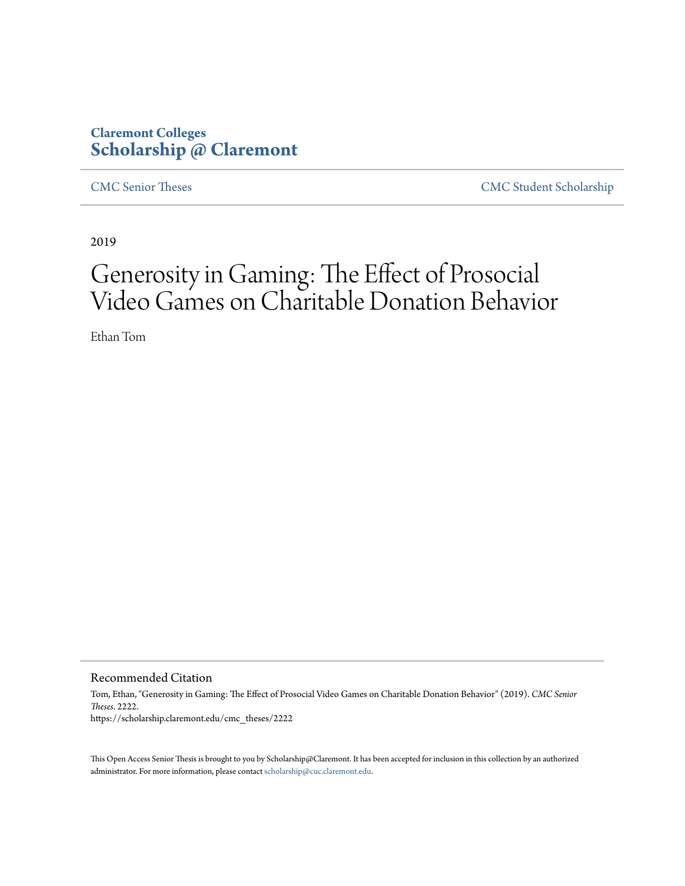Claremont Colleges
**Scholarship @ Claremont**

CMC Senior Theses | CMC Student Scholarship

2019

# Generosity in Gaming: The Effect of Prosocial Video Games on Charitable Donation Behavior

Ethan Tom

## Recommended Citation

Tom, Ethan, "Generosity in Gaming: The Effect of Prosocial Video Games on Charitable Donation Behavior" (2019). *CMC Senior Theses*. 2222.
https://scholarship.claremont.edu/cmc_theses/2222

This Open Access Senior Thesis is brought to you by Scholarship@Claremont. It has been accepted for inclusion in this collection by an authorized administrator. For more information, please contact scholarship@cuc.claremont.edu.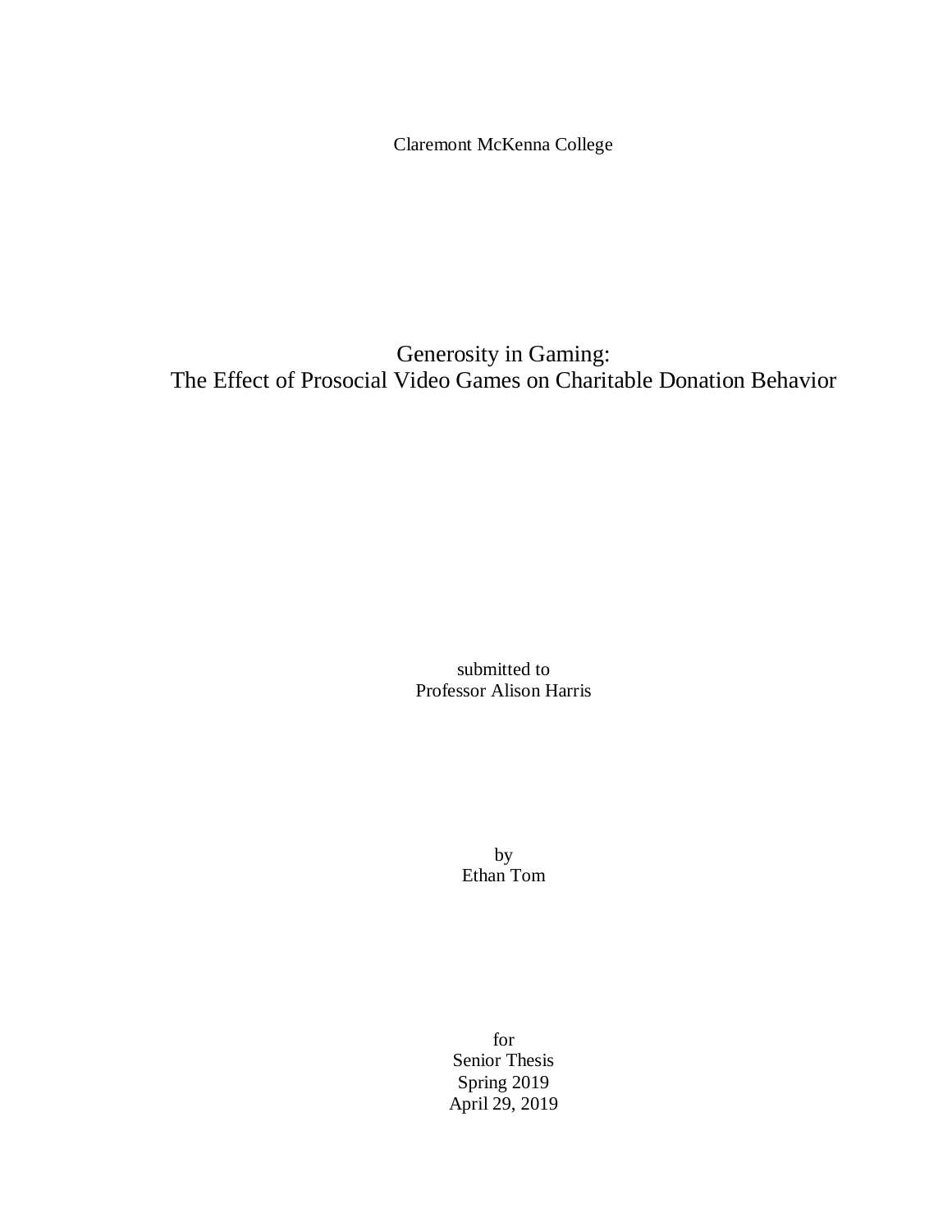Claremont McKenna College

# Generosity in Gaming:
# The Effect of Prosocial Video Games on Charitable Donation Behavior

submitted to
Professor Alison Harris

by
Ethan Tom

for
Senior Thesis
Spring 2019
April 29, 2019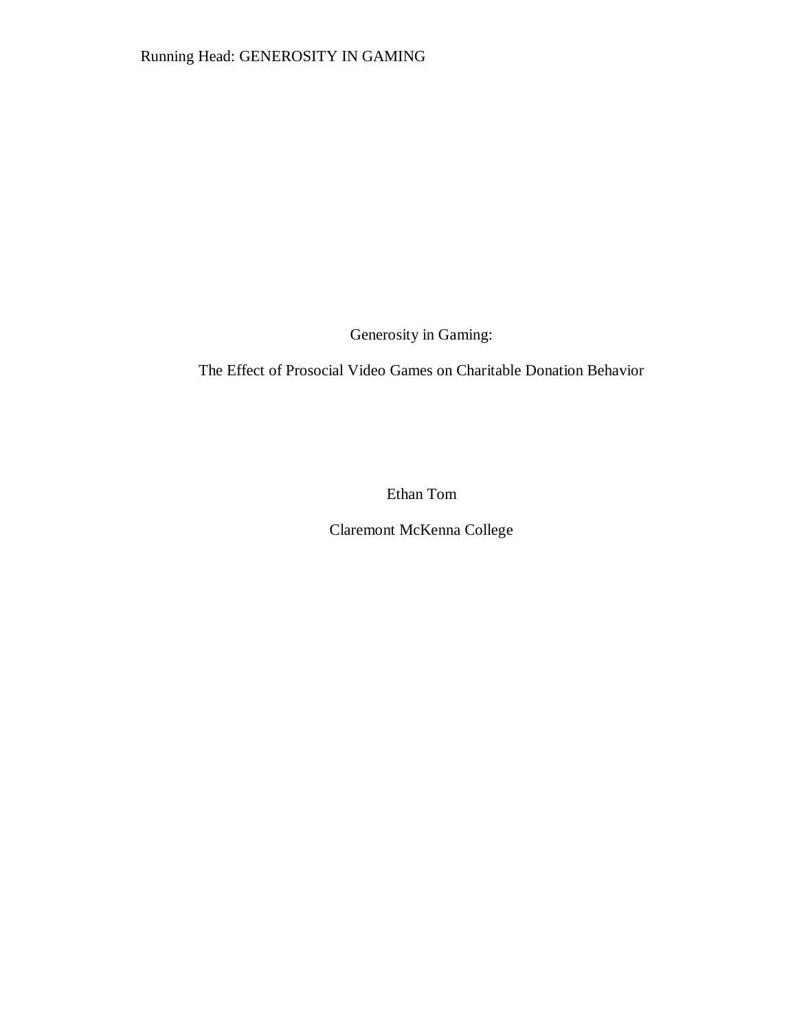Generosity in Gaming:

The Effect of Prosocial Video Games on Charitable Donation Behavior

Ethan Tom

Claremont McKenna College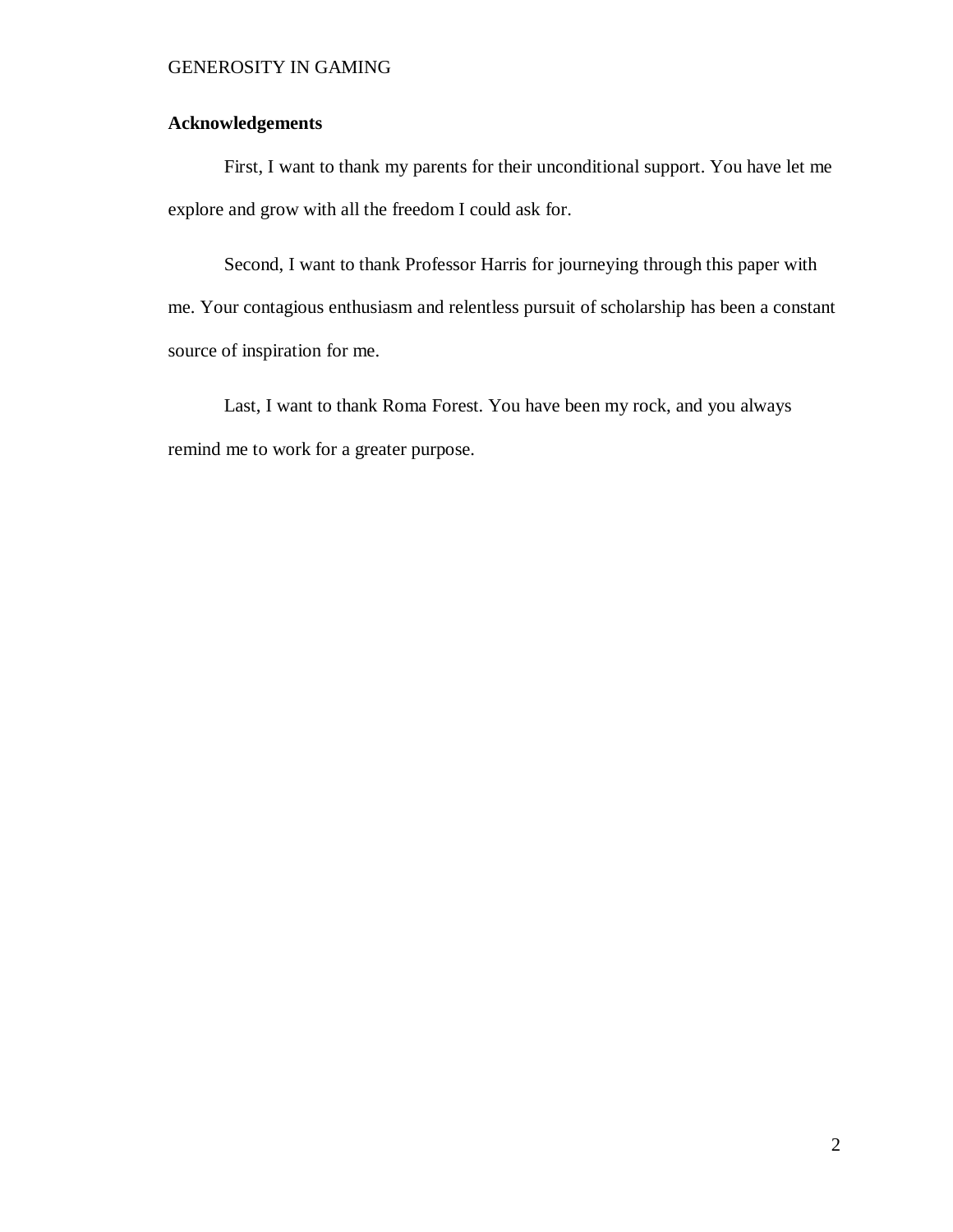## Acknowledgements

First, I want to thank my parents for their unconditional support. You have let me explore and grow with all the freedom I could ask for.

Second, I want to thank Professor Harris for journeying through this paper with me. Your contagious enthusiasm and relentless pursuit of scholarship has been a constant source of inspiration for me.

Last, I want to thank Roma Forest. You have been my rock, and you always remind me to work for a greater purpose.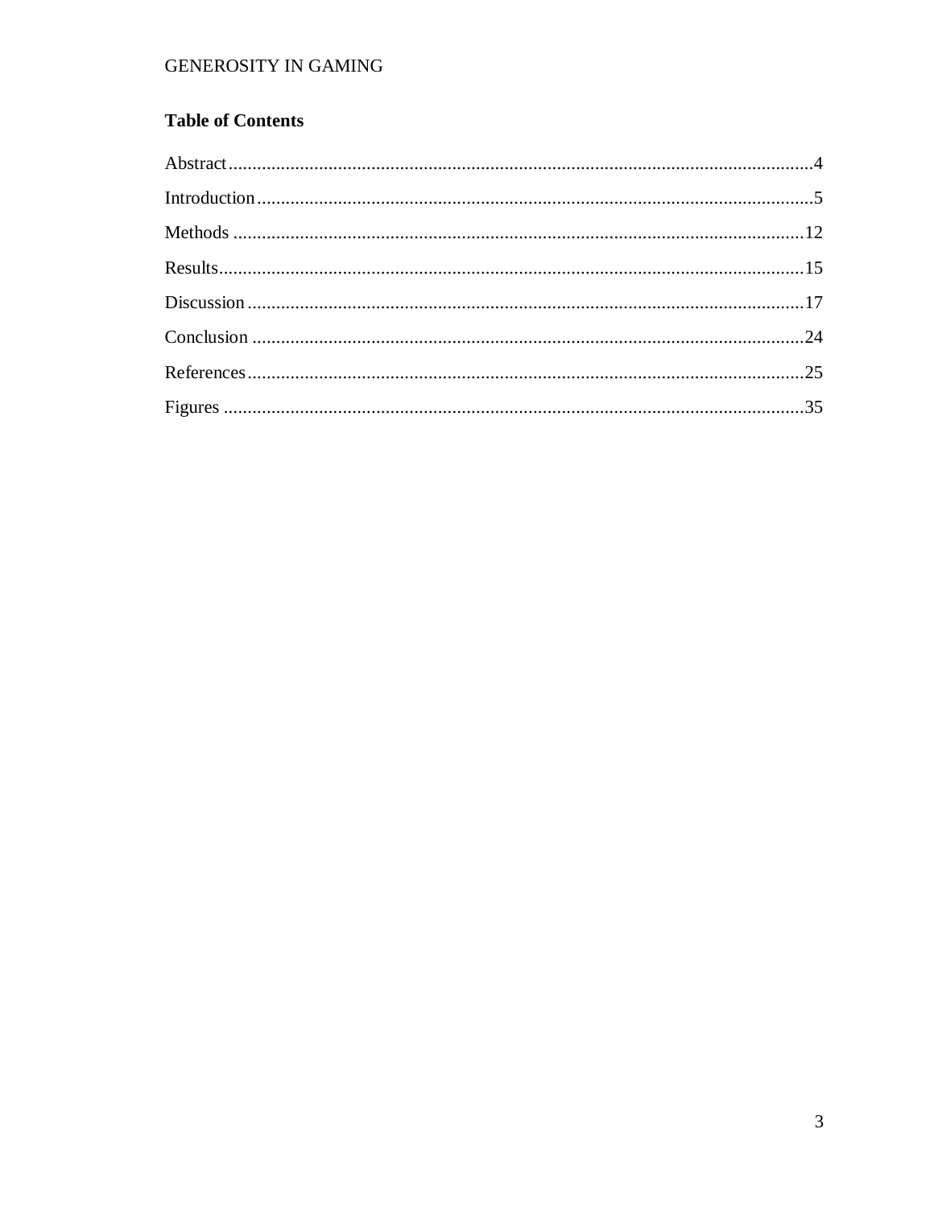## Table of Contents

Abstract....................................................................................................................4

Introduction..............................................................................................................5

Methods ..................................................................................................................12

Results....................................................................................................................15

Discussion ..............................................................................................................17

Conclusion ..............................................................................................................24

References..............................................................................................................25

Figures ...................................................................................................................35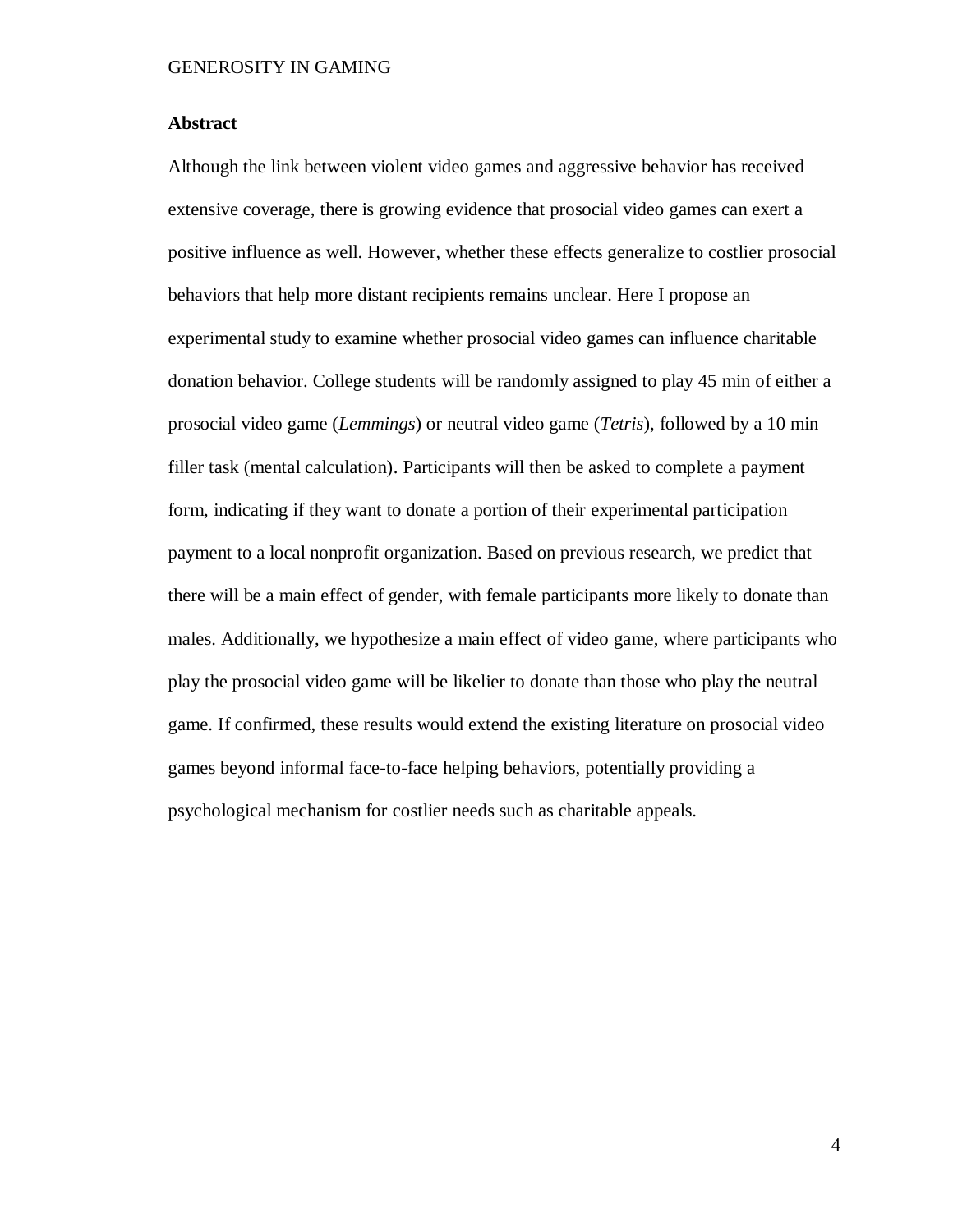## Abstract

Although the link between violent video games and aggressive behavior has received extensive coverage, there is growing evidence that prosocial video games can exert a positive influence as well. However, whether these effects generalize to costlier prosocial behaviors that help more distant recipients remains unclear. Here I propose an experimental study to examine whether prosocial video games can influence charitable donation behavior. College students will be randomly assigned to play 45 min of either a prosocial video game (*Lemmings*) or neutral video game (*Tetris*), followed by a 10 min filler task (mental calculation). Participants will then be asked to complete a payment form, indicating if they want to donate a portion of their experimental participation payment to a local nonprofit organization. Based on previous research, we predict that there will be a main effect of gender, with female participants more likely to donate than males. Additionally, we hypothesize a main effect of video game, where participants who play the prosocial video game will be likelier to donate than those who play the neutral game. If confirmed, these results would extend the existing literature on prosocial video games beyond informal face-to-face helping behaviors, potentially providing a psychological mechanism for costlier needs such as charitable appeals.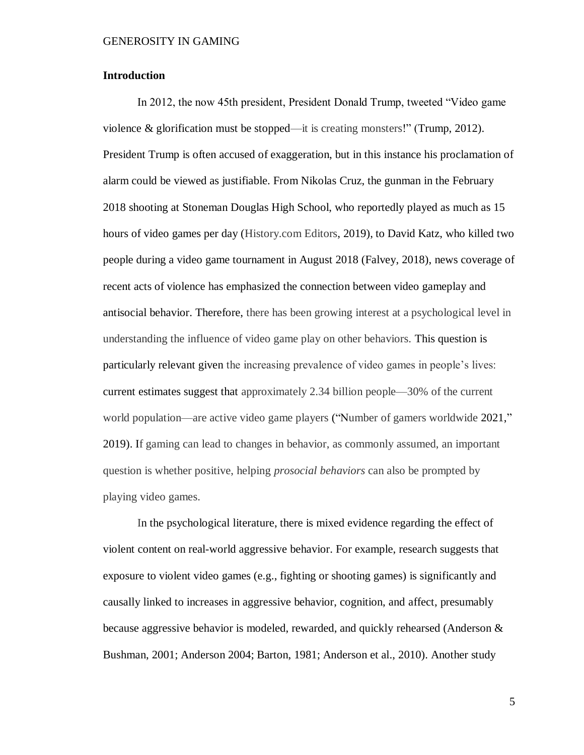## Introduction

In 2012, the now 45th president, President Donald Trump, tweeted "Video game violence & glorification must be stopped—it is creating monsters!" (Trump, 2012). President Trump is often accused of exaggeration, but in this instance his proclamation of alarm could be viewed as justifiable. From Nikolas Cruz, the gunman in the February 2018 shooting at Stoneman Douglas High School, who reportedly played as much as 15 hours of video games per day (History.com Editors, 2019), to David Katz, who killed two people during a video game tournament in August 2018 (Falvey, 2018), news coverage of recent acts of violence has emphasized the connection between video gameplay and antisocial behavior. Therefore, there has been growing interest at a psychological level in understanding the influence of video game play on other behaviors. This question is particularly relevant given the increasing prevalence of video games in people's lives: current estimates suggest that approximately 2.34 billion people—30% of the current world population—are active video game players ("Number of gamers worldwide 2021," 2019). If gaming can lead to changes in behavior, as commonly assumed, an important question is whether positive, helping *prosocial behaviors* can also be prompted by playing video games.

In the psychological literature, there is mixed evidence regarding the effect of violent content on real-world aggressive behavior. For example, research suggests that exposure to violent video games (e.g., fighting or shooting games) is significantly and causally linked to increases in aggressive behavior, cognition, and affect, presumably because aggressive behavior is modeled, rewarded, and quickly rehearsed (Anderson & Bushman, 2001; Anderson 2004; Barton, 1981; Anderson et al., 2010). Another study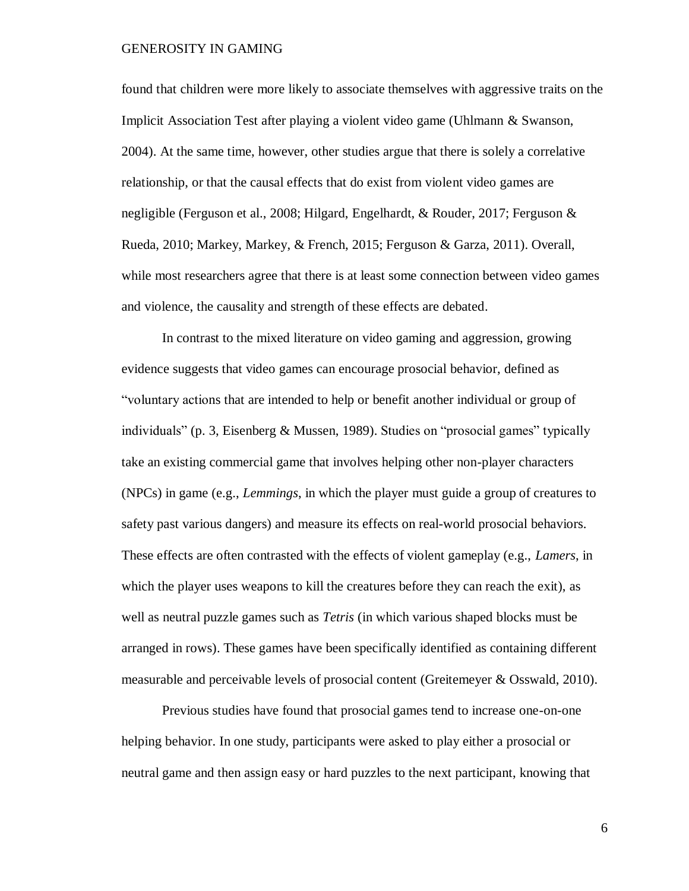found that children were more likely to associate themselves with aggressive traits on the Implicit Association Test after playing a violent video game (Uhlmann & Swanson, 2004). At the same time, however, other studies argue that there is solely a correlative relationship, or that the causal effects that do exist from violent video games are negligible (Ferguson et al., 2008; Hilgard, Engelhardt, & Rouder, 2017; Ferguson & Rueda, 2010; Markey, Markey, & French, 2015; Ferguson & Garza, 2011). Overall, while most researchers agree that there is at least some connection between video games and violence, the causality and strength of these effects are debated.

In contrast to the mixed literature on video gaming and aggression, growing evidence suggests that video games can encourage prosocial behavior, defined as "voluntary actions that are intended to help or benefit another individual or group of individuals" (p. 3, Eisenberg & Mussen, 1989). Studies on "prosocial games" typically take an existing commercial game that involves helping other non-player characters (NPCs) in game (e.g., *Lemmings*, in which the player must guide a group of creatures to safety past various dangers) and measure its effects on real-world prosocial behaviors. These effects are often contrasted with the effects of violent gameplay (e.g., *Lamers*, in which the player uses weapons to kill the creatures before they can reach the exit), as well as neutral puzzle games such as *Tetris* (in which various shaped blocks must be arranged in rows). These games have been specifically identified as containing different measurable and perceivable levels of prosocial content (Greitemeyer & Osswald, 2010).

Previous studies have found that prosocial games tend to increase one-on-one helping behavior. In one study, participants were asked to play either a prosocial or neutral game and then assign easy or hard puzzles to the next participant, knowing that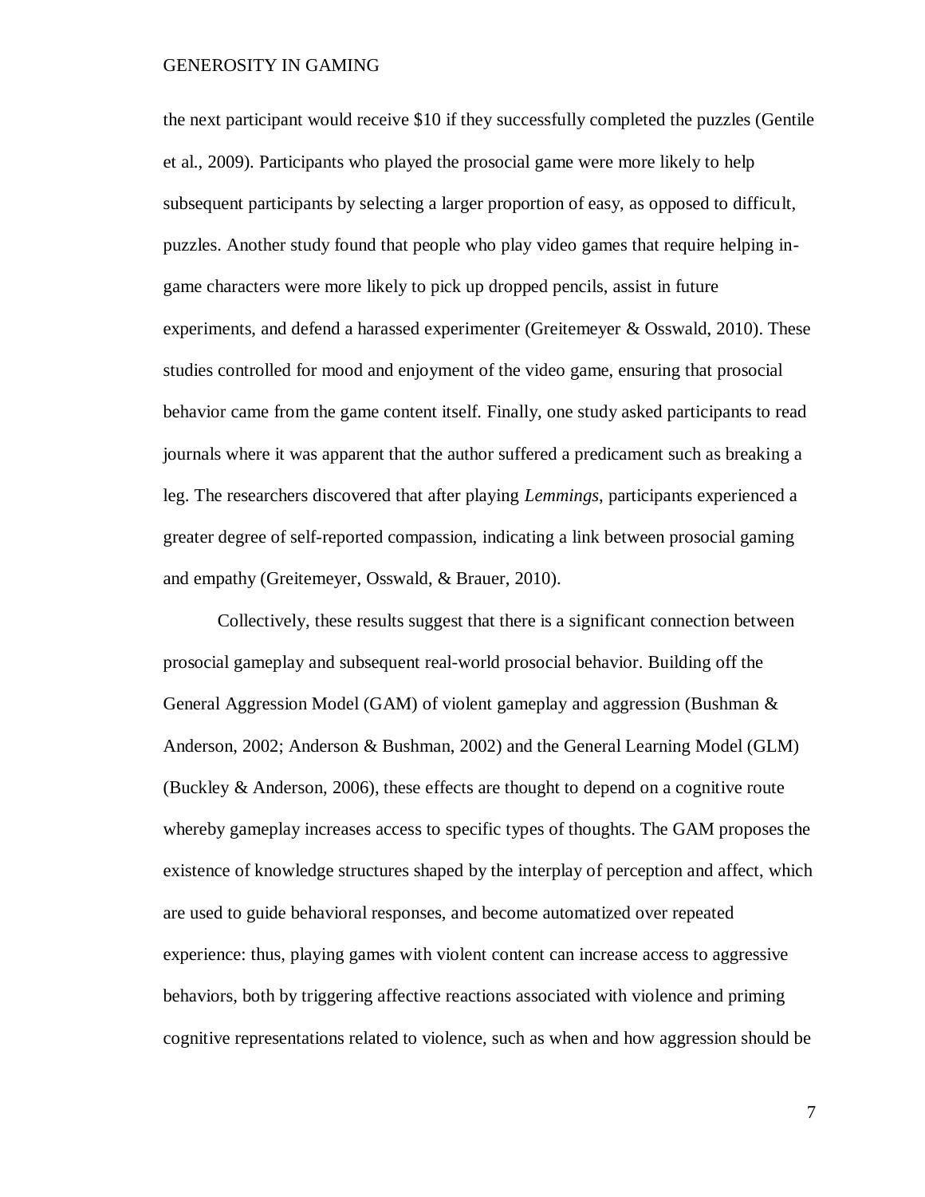the next participant would receive $10 if they successfully completed the puzzles (Gentile et al., 2009). Participants who played the prosocial game were more likely to help subsequent participants by selecting a larger proportion of easy, as opposed to difficult, puzzles. Another study found that people who play video games that require helping in-game characters were more likely to pick up dropped pencils, assist in future experiments, and defend a harassed experimenter (Greitemeyer & Osswald, 2010). These studies controlled for mood and enjoyment of the video game, ensuring that prosocial behavior came from the game content itself. Finally, one study asked participants to read journals where it was apparent that the author suffered a predicament such as breaking a leg. The researchers discovered that after playing *Lemmings*, participants experienced a greater degree of self-reported compassion, indicating a link between prosocial gaming and empathy (Greitemeyer, Osswald, & Brauer, 2010).

Collectively, these results suggest that there is a significant connection between prosocial gameplay and subsequent real-world prosocial behavior. Building off the General Aggression Model (GAM) of violent gameplay and aggression (Bushman & Anderson, 2002; Anderson & Bushman, 2002) and the General Learning Model (GLM) (Buckley & Anderson, 2006), these effects are thought to depend on a cognitive route whereby gameplay increases access to specific types of thoughts. The GAM proposes the existence of knowledge structures shaped by the interplay of perception and affect, which are used to guide behavioral responses, and become automatized over repeated experience: thus, playing games with violent content can increase access to aggressive behaviors, both by triggering affective reactions associated with violence and priming cognitive representations related to violence, such as when and how aggression should be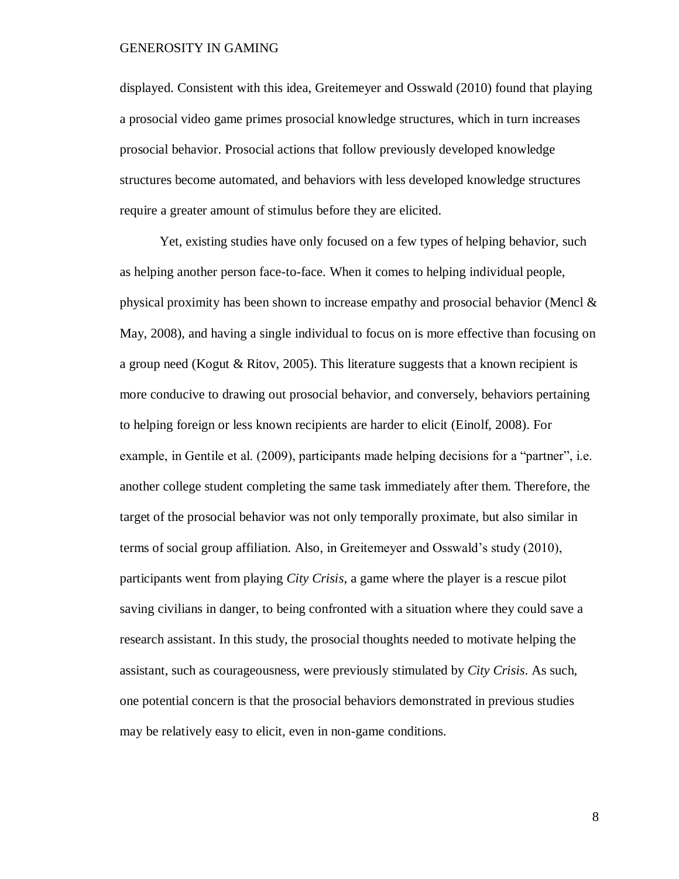displayed. Consistent with this idea, Greitemeyer and Osswald (2010) found that playing a prosocial video game primes prosocial knowledge structures, which in turn increases prosocial behavior. Prosocial actions that follow previously developed knowledge structures become automated, and behaviors with less developed knowledge structures require a greater amount of stimulus before they are elicited.

Yet, existing studies have only focused on a few types of helping behavior, such as helping another person face-to-face. When it comes to helping individual people, physical proximity has been shown to increase empathy and prosocial behavior (Mencl & May, 2008), and having a single individual to focus on is more effective than focusing on a group need (Kogut & Ritov, 2005). This literature suggests that a known recipient is more conducive to drawing out prosocial behavior, and conversely, behaviors pertaining to helping foreign or less known recipients are harder to elicit (Einolf, 2008). For example, in Gentile et al. (2009), participants made helping decisions for a "partner", i.e. another college student completing the same task immediately after them. Therefore, the target of the prosocial behavior was not only temporally proximate, but also similar in terms of social group affiliation. Also, in Greitemeyer and Osswald's study (2010), participants went from playing *City Crisis*, a game where the player is a rescue pilot saving civilians in danger, to being confronted with a situation where they could save a research assistant. In this study, the prosocial thoughts needed to motivate helping the assistant, such as courageousness, were previously stimulated by *City Crisis*. As such, one potential concern is that the prosocial behaviors demonstrated in previous studies may be relatively easy to elicit, even in non-game conditions.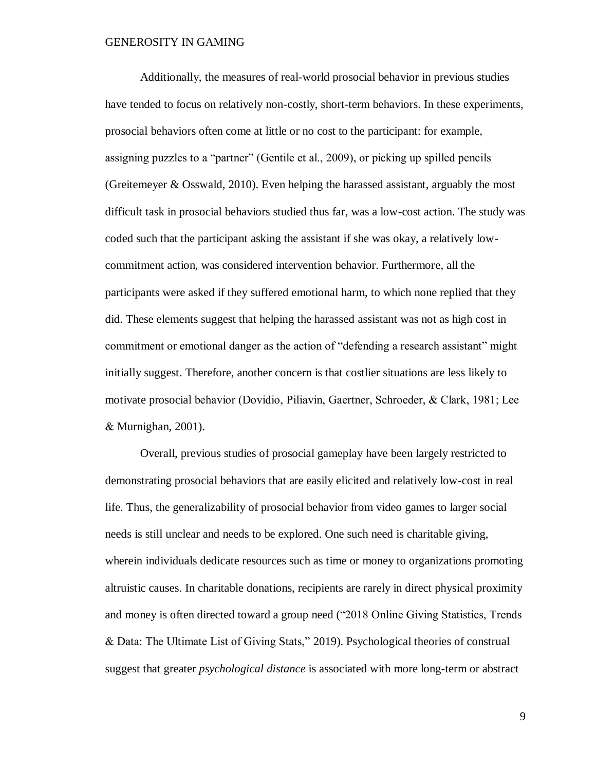Additionally, the measures of real-world prosocial behavior in previous studies have tended to focus on relatively non-costly, short-term behaviors. In these experiments, prosocial behaviors often come at little or no cost to the participant: for example, assigning puzzles to a "partner" (Gentile et al., 2009), or picking up spilled pencils (Greitemeyer & Osswald, 2010). Even helping the harassed assistant, arguably the most difficult task in prosocial behaviors studied thus far, was a low-cost action. The study was coded such that the participant asking the assistant if she was okay, a relatively low-commitment action, was considered intervention behavior. Furthermore, all the participants were asked if they suffered emotional harm, to which none replied that they did. These elements suggest that helping the harassed assistant was not as high cost in commitment or emotional danger as the action of "defending a research assistant" might initially suggest. Therefore, another concern is that costlier situations are less likely to motivate prosocial behavior (Dovidio, Piliavin, Gaertner, Schroeder, & Clark, 1981; Lee & Murnighan, 2001).

Overall, previous studies of prosocial gameplay have been largely restricted to demonstrating prosocial behaviors that are easily elicited and relatively low-cost in real life. Thus, the generalizability of prosocial behavior from video games to larger social needs is still unclear and needs to be explored. One such need is charitable giving, wherein individuals dedicate resources such as time or money to organizations promoting altruistic causes. In charitable donations, recipients are rarely in direct physical proximity and money is often directed toward a group need ("2018 Online Giving Statistics, Trends & Data: The Ultimate List of Giving Stats," 2019). Psychological theories of construal suggest that greater *psychological distance* is associated with more long-term or abstract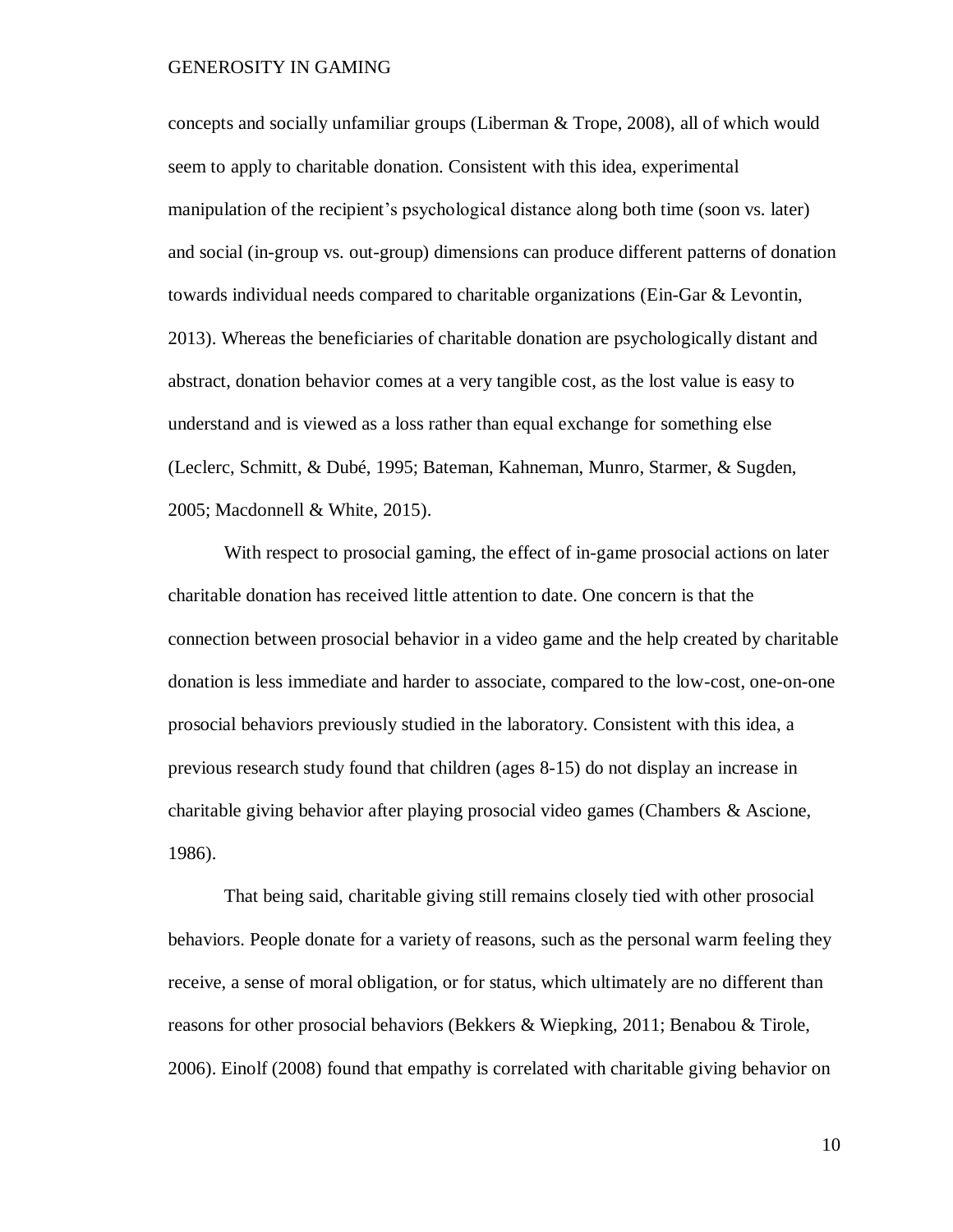concepts and socially unfamiliar groups (Liberman & Trope, 2008), all of which would seem to apply to charitable donation. Consistent with this idea, experimental manipulation of the recipient's psychological distance along both time (soon vs. later) and social (in-group vs. out-group) dimensions can produce different patterns of donation towards individual needs compared to charitable organizations (Ein-Gar & Levontin, 2013). Whereas the beneficiaries of charitable donation are psychologically distant and abstract, donation behavior comes at a very tangible cost, as the lost value is easy to understand and is viewed as a loss rather than equal exchange for something else (Leclerc, Schmitt, & Dubé, 1995; Bateman, Kahneman, Munro, Starmer, & Sugden, 2005; Macdonnell & White, 2015).

With respect to prosocial gaming, the effect of in-game prosocial actions on later charitable donation has received little attention to date. One concern is that the connection between prosocial behavior in a video game and the help created by charitable donation is less immediate and harder to associate, compared to the low-cost, one-on-one prosocial behaviors previously studied in the laboratory. Consistent with this idea, a previous research study found that children (ages 8-15) do not display an increase in charitable giving behavior after playing prosocial video games (Chambers & Ascione, 1986).

That being said, charitable giving still remains closely tied with other prosocial behaviors. People donate for a variety of reasons, such as the personal warm feeling they receive, a sense of moral obligation, or for status, which ultimately are no different than reasons for other prosocial behaviors (Bekkers & Wiepking, 2011; Benabou & Tirole, 2006). Einolf (2008) found that empathy is correlated with charitable giving behavior on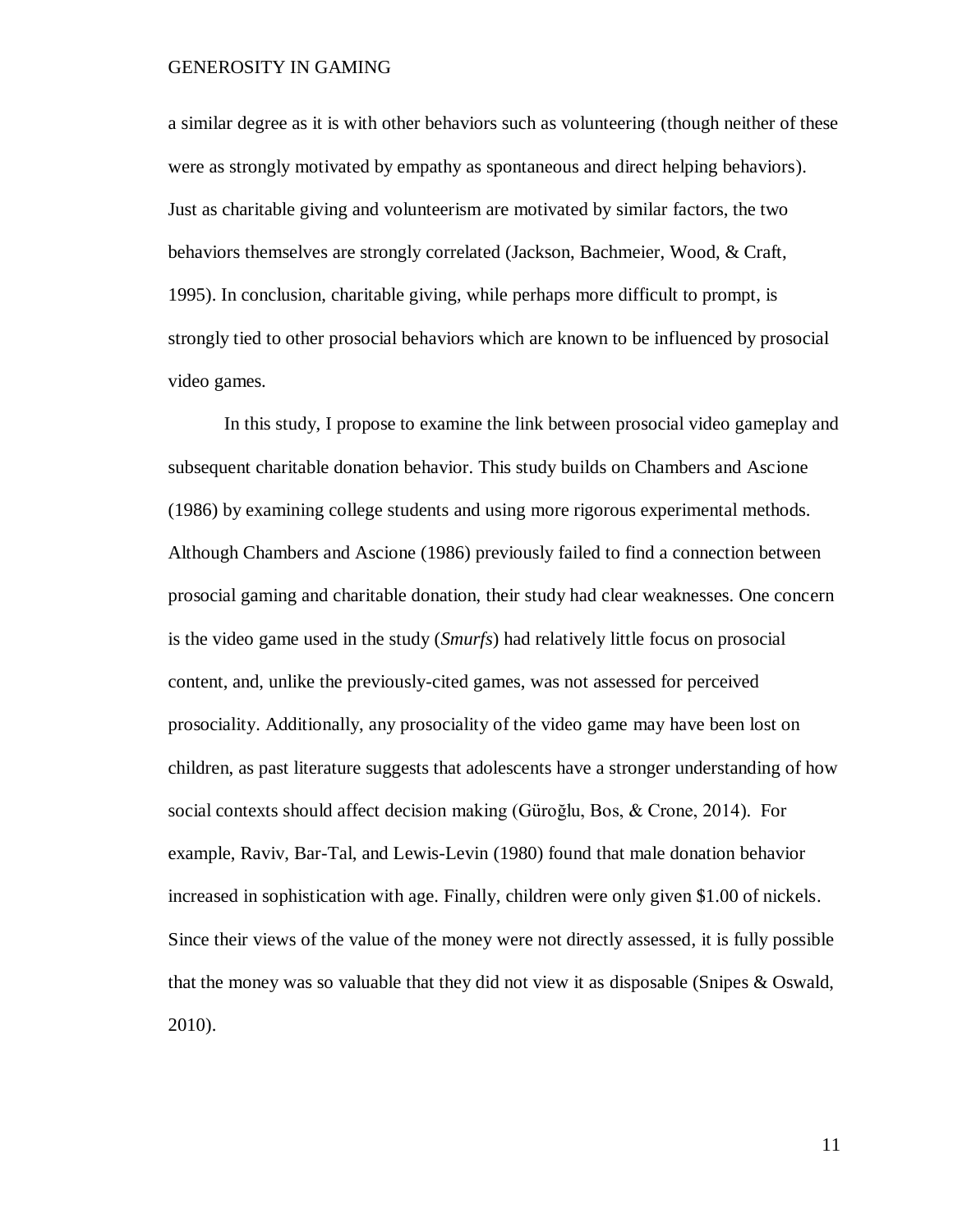a similar degree as it is with other behaviors such as volunteering (though neither of these were as strongly motivated by empathy as spontaneous and direct helping behaviors). Just as charitable giving and volunteerism are motivated by similar factors, the two behaviors themselves are strongly correlated (Jackson, Bachmeier, Wood, & Craft, 1995). In conclusion, charitable giving, while perhaps more difficult to prompt, is strongly tied to other prosocial behaviors which are known to be influenced by prosocial video games.

In this study, I propose to examine the link between prosocial video gameplay and subsequent charitable donation behavior. This study builds on Chambers and Ascione (1986) by examining college students and using more rigorous experimental methods. Although Chambers and Ascione (1986) previously failed to find a connection between prosocial gaming and charitable donation, their study had clear weaknesses. One concern is the video game used in the study (*Smurfs*) had relatively little focus on prosocial content, and, unlike the previously-cited games, was not assessed for perceived prosociality. Additionally, any prosociality of the video game may have been lost on children, as past literature suggests that adolescents have a stronger understanding of how social contexts should affect decision making (Güroğlu, Bos, & Crone, 2014). For example, Raviv, Bar-Tal, and Lewis-Levin (1980) found that male donation behavior increased in sophistication with age. Finally, children were only given $1.00 of nickels. Since their views of the value of the money were not directly assessed, it is fully possible that the money was so valuable that they did not view it as disposable (Snipes & Oswald, 2010).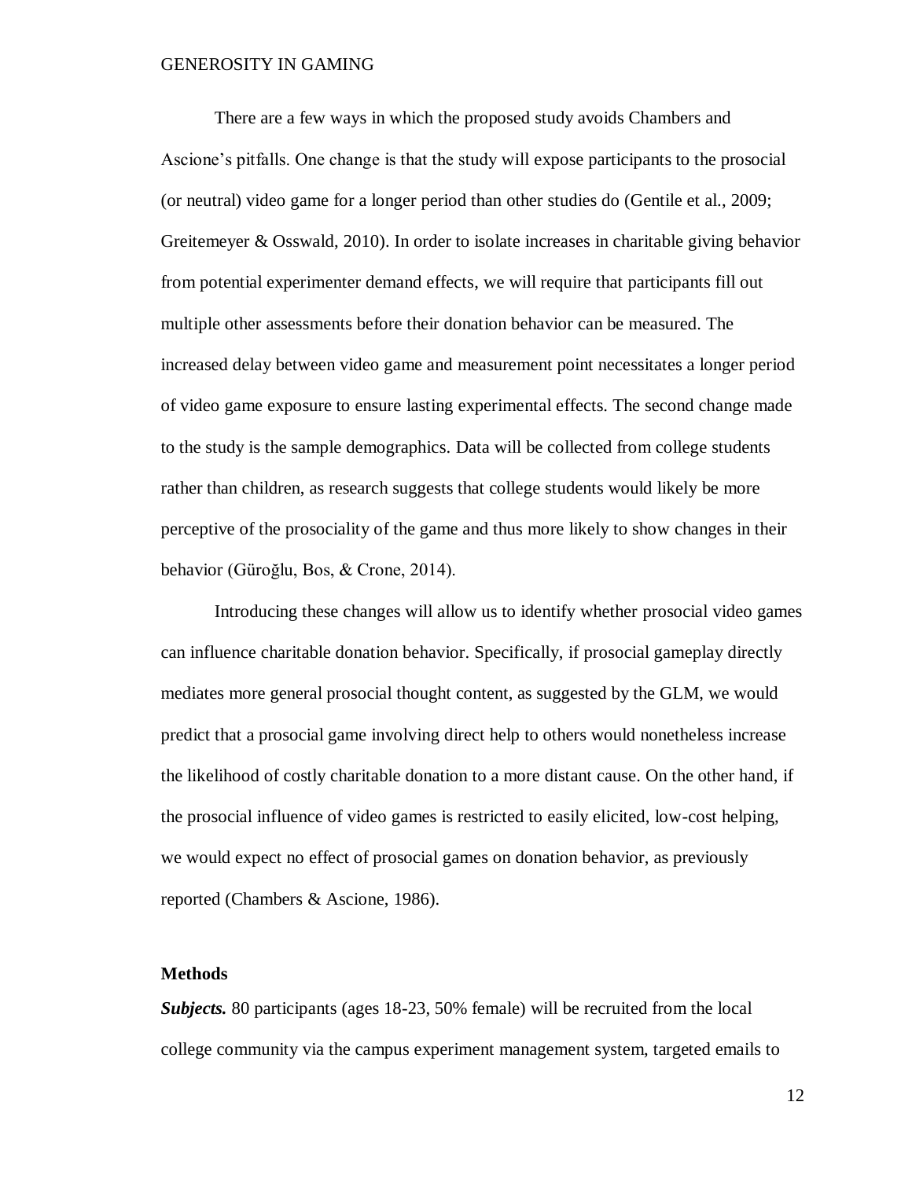There are a few ways in which the proposed study avoids Chambers and Ascione's pitfalls. One change is that the study will expose participants to the prosocial (or neutral) video game for a longer period than other studies do (Gentile et al., 2009; Greitemeyer & Osswald, 2010). In order to isolate increases in charitable giving behavior from potential experimenter demand effects, we will require that participants fill out multiple other assessments before their donation behavior can be measured. The increased delay between video game and measurement point necessitates a longer period of video game exposure to ensure lasting experimental effects. The second change made to the study is the sample demographics. Data will be collected from college students rather than children, as research suggests that college students would likely be more perceptive of the prosociality of the game and thus more likely to show changes in their behavior (Güroğlu, Bos, & Crone, 2014).

Introducing these changes will allow us to identify whether prosocial video games can influence charitable donation behavior. Specifically, if prosocial gameplay directly mediates more general prosocial thought content, as suggested by the GLM, we would predict that a prosocial game involving direct help to others would nonetheless increase the likelihood of costly charitable donation to a more distant cause. On the other hand, if the prosocial influence of video games is restricted to easily elicited, low-cost helping, we would expect no effect of prosocial games on donation behavior, as previously reported (Chambers & Ascione, 1986).

## Methods

***Subjects.*** 80 participants (ages 18-23, 50% female) will be recruited from the local college community via the campus experiment management system, targeted emails to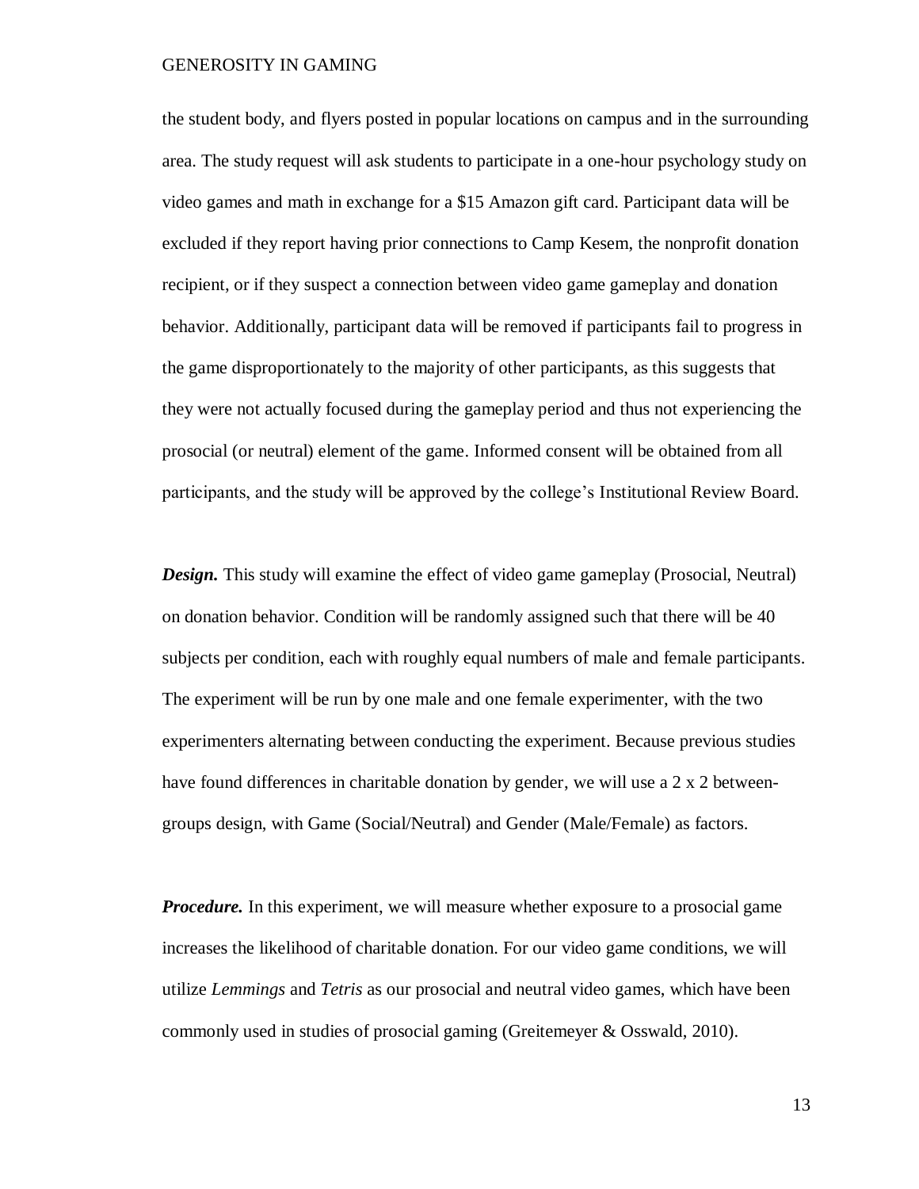the student body, and flyers posted in popular locations on campus and in the surrounding area. The study request will ask students to participate in a one-hour psychology study on video games and math in exchange for a $15 Amazon gift card. Participant data will be excluded if they report having prior connections to Camp Kesem, the nonprofit donation recipient, or if they suspect a connection between video game gameplay and donation behavior. Additionally, participant data will be removed if participants fail to progress in the game disproportionately to the majority of other participants, as this suggests that they were not actually focused during the gameplay period and thus not experiencing the prosocial (or neutral) element of the game. Informed consent will be obtained from all participants, and the study will be approved by the college's Institutional Review Board.

***Design.*** This study will examine the effect of video game gameplay (Prosocial, Neutral) on donation behavior. Condition will be randomly assigned such that there will be 40 subjects per condition, each with roughly equal numbers of male and female participants. The experiment will be run by one male and one female experimenter, with the two experimenters alternating between conducting the experiment. Because previous studies have found differences in charitable donation by gender, we will use a 2 x 2 between-groups design, with Game (Social/Neutral) and Gender (Male/Female) as factors.

***Procedure.*** In this experiment, we will measure whether exposure to a prosocial game increases the likelihood of charitable donation. For our video game conditions, we will utilize *Lemmings* and *Tetris* as our prosocial and neutral video games, which have been commonly used in studies of prosocial gaming (Greitemeyer & Osswald, 2010).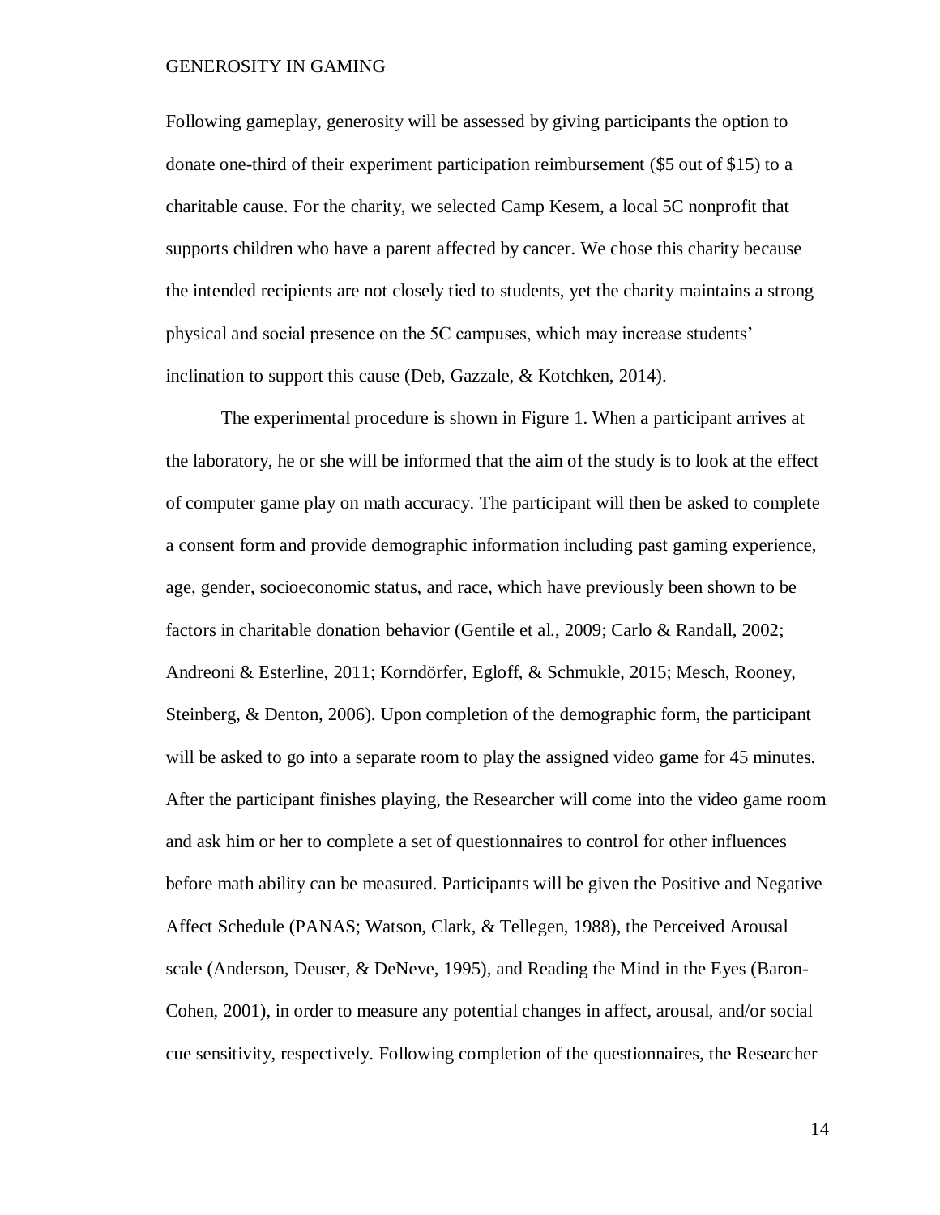Following gameplay, generosity will be assessed by giving participants the option to donate one-third of their experiment participation reimbursement ($5 out of $15) to a charitable cause. For the charity, we selected Camp Kesem, a local 5C nonprofit that supports children who have a parent affected by cancer. We chose this charity because the intended recipients are not closely tied to students, yet the charity maintains a strong physical and social presence on the 5C campuses, which may increase students' inclination to support this cause (Deb, Gazzale, & Kotchken, 2014).

The experimental procedure is shown in Figure 1. When a participant arrives at the laboratory, he or she will be informed that the aim of the study is to look at the effect of computer game play on math accuracy. The participant will then be asked to complete a consent form and provide demographic information including past gaming experience, age, gender, socioeconomic status, and race, which have previously been shown to be factors in charitable donation behavior (Gentile et al., 2009; Carlo & Randall, 2002; Andreoni & Esterline, 2011; Korndörfer, Egloff, & Schmukle, 2015; Mesch, Rooney, Steinberg, & Denton, 2006). Upon completion of the demographic form, the participant will be asked to go into a separate room to play the assigned video game for 45 minutes. After the participant finishes playing, the Researcher will come into the video game room and ask him or her to complete a set of questionnaires to control for other influences before math ability can be measured. Participants will be given the Positive and Negative Affect Schedule (PANAS; Watson, Clark, & Tellegen, 1988), the Perceived Arousal scale (Anderson, Deuser, & DeNeve, 1995), and Reading the Mind in the Eyes (Baron-Cohen, 2001), in order to measure any potential changes in affect, arousal, and/or social cue sensitivity, respectively. Following completion of the questionnaires, the Researcher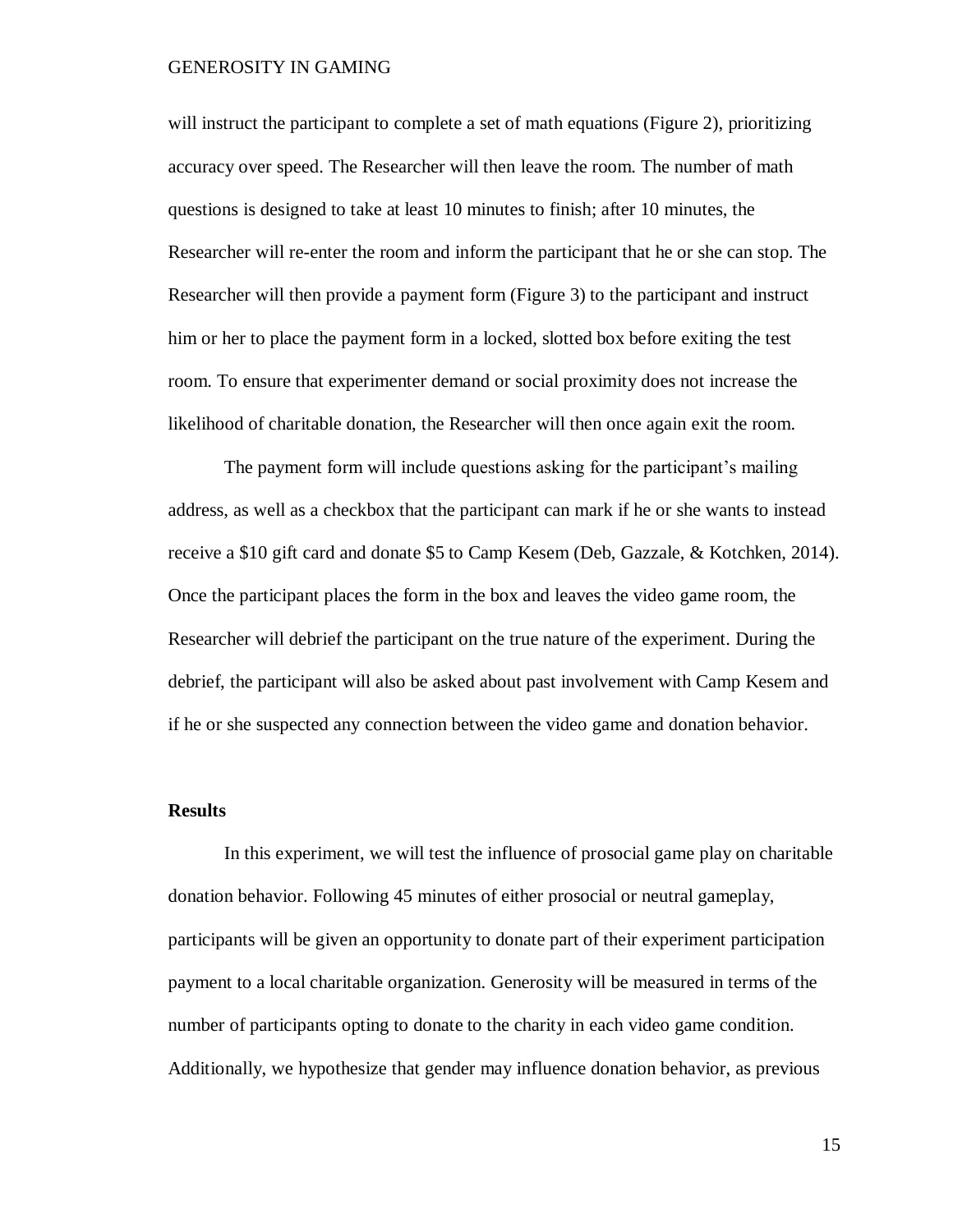will instruct the participant to complete a set of math equations (Figure 2), prioritizing accuracy over speed. The Researcher will then leave the room. The number of math questions is designed to take at least 10 minutes to finish; after 10 minutes, the Researcher will re-enter the room and inform the participant that he or she can stop. The Researcher will then provide a payment form (Figure 3) to the participant and instruct him or her to place the payment form in a locked, slotted box before exiting the test room. To ensure that experimenter demand or social proximity does not increase the likelihood of charitable donation, the Researcher will then once again exit the room.

The payment form will include questions asking for the participant's mailing address, as well as a checkbox that the participant can mark if he or she wants to instead receive a \$10 gift card and donate \$5 to Camp Kesem (Deb, Gazzale, & Kotchken, 2014). Once the participant places the form in the box and leaves the video game room, the Researcher will debrief the participant on the true nature of the experiment. During the debrief, the participant will also be asked about past involvement with Camp Kesem and if he or she suspected any connection between the video game and donation behavior.

## Results

In this experiment, we will test the influence of prosocial game play on charitable donation behavior. Following 45 minutes of either prosocial or neutral gameplay, participants will be given an opportunity to donate part of their experiment participation payment to a local charitable organization. Generosity will be measured in terms of the number of participants opting to donate to the charity in each video game condition. Additionally, we hypothesize that gender may influence donation behavior, as previous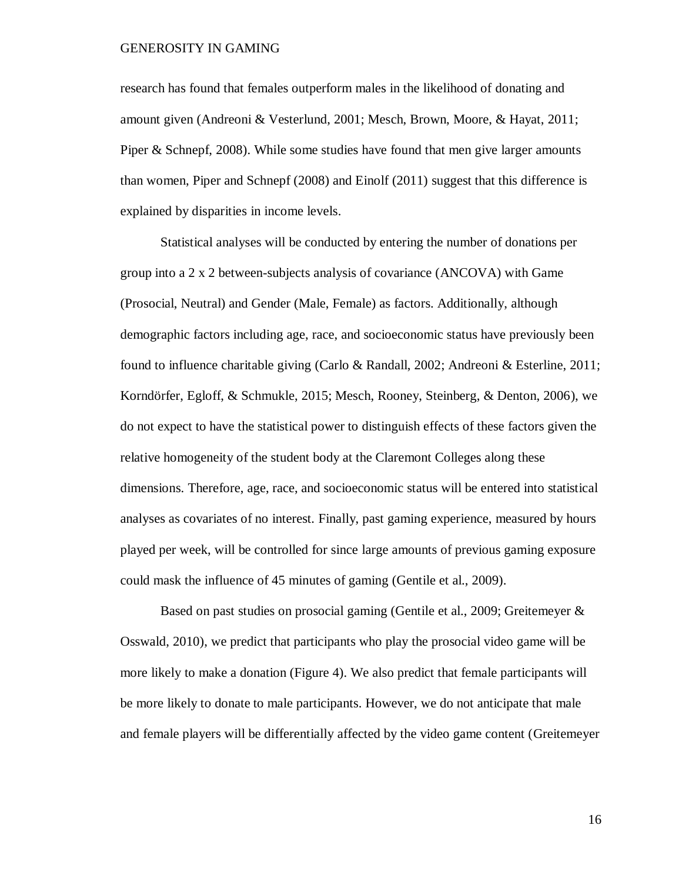research has found that females outperform males in the likelihood of donating and amount given (Andreoni & Vesterlund, 2001; Mesch, Brown, Moore, & Hayat, 2011; Piper & Schnepf, 2008). While some studies have found that men give larger amounts than women, Piper and Schnepf (2008) and Einolf (2011) suggest that this difference is explained by disparities in income levels.

Statistical analyses will be conducted by entering the number of donations per group into a 2 x 2 between-subjects analysis of covariance (ANCOVA) with Game (Prosocial, Neutral) and Gender (Male, Female) as factors. Additionally, although demographic factors including age, race, and socioeconomic status have previously been found to influence charitable giving (Carlo & Randall, 2002; Andreoni & Esterline, 2011; Korndörfer, Egloff, & Schmukle, 2015; Mesch, Rooney, Steinberg, & Denton, 2006), we do not expect to have the statistical power to distinguish effects of these factors given the relative homogeneity of the student body at the Claremont Colleges along these dimensions. Therefore, age, race, and socioeconomic status will be entered into statistical analyses as covariates of no interest. Finally, past gaming experience, measured by hours played per week, will be controlled for since large amounts of previous gaming exposure could mask the influence of 45 minutes of gaming (Gentile et al., 2009).

Based on past studies on prosocial gaming (Gentile et al., 2009; Greitemeyer & Osswald, 2010), we predict that participants who play the prosocial video game will be more likely to make a donation (Figure 4). We also predict that female participants will be more likely to donate to male participants. However, we do not anticipate that male and female players will be differentially affected by the video game content (Greitemeyer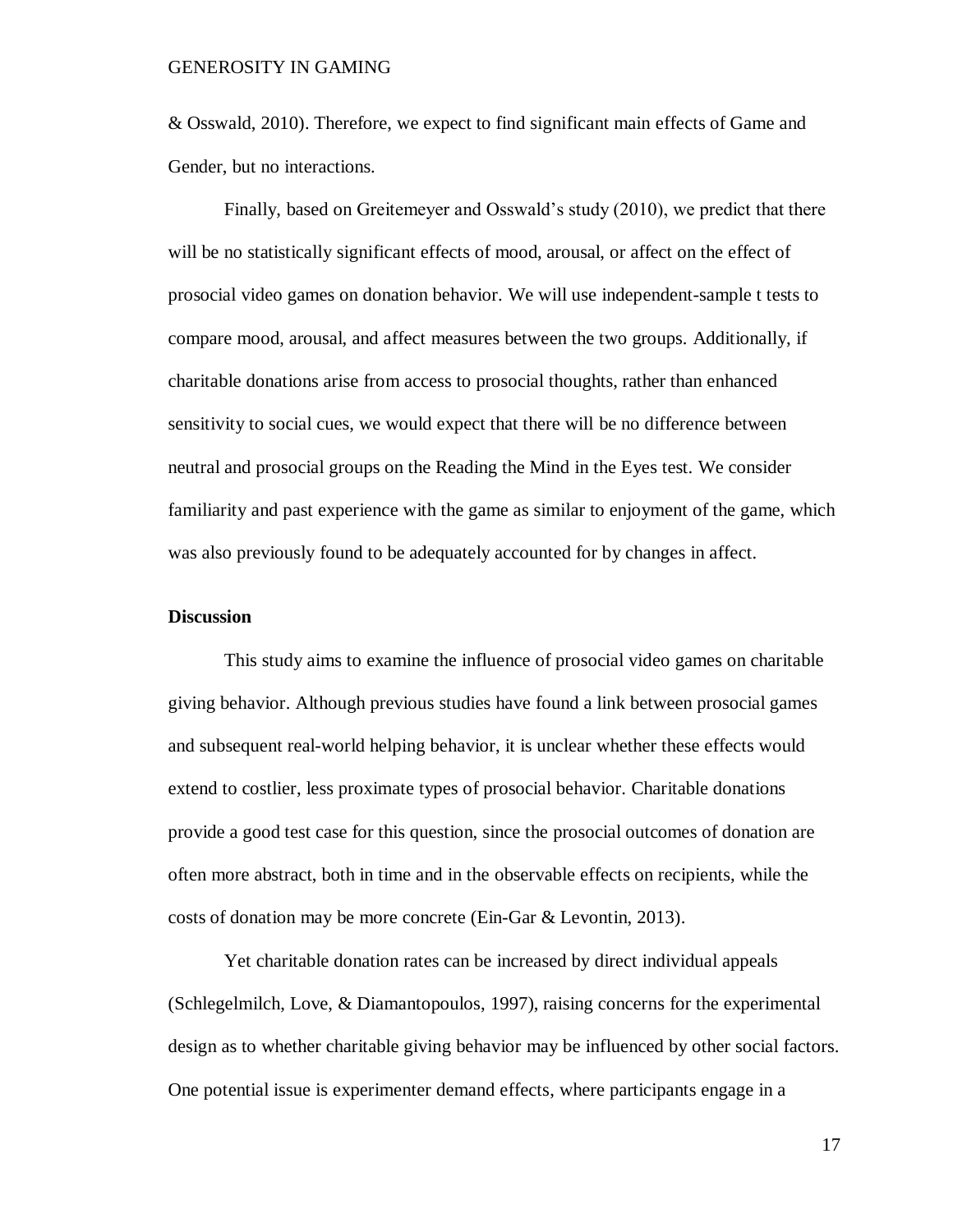& Osswald, 2010). Therefore, we expect to find significant main effects of Game and Gender, but no interactions.

Finally, based on Greitemeyer and Osswald's study (2010), we predict that there will be no statistically significant effects of mood, arousal, or affect on the effect of prosocial video games on donation behavior. We will use independent-sample t tests to compare mood, arousal, and affect measures between the two groups. Additionally, if charitable donations arise from access to prosocial thoughts, rather than enhanced sensitivity to social cues, we would expect that there will be no difference between neutral and prosocial groups on the Reading the Mind in the Eyes test. We consider familiarity and past experience with the game as similar to enjoyment of the game, which was also previously found to be adequately accounted for by changes in affect.

## Discussion

This study aims to examine the influence of prosocial video games on charitable giving behavior. Although previous studies have found a link between prosocial games and subsequent real-world helping behavior, it is unclear whether these effects would extend to costlier, less proximate types of prosocial behavior. Charitable donations provide a good test case for this question, since the prosocial outcomes of donation are often more abstract, both in time and in the observable effects on recipients, while the costs of donation may be more concrete (Ein-Gar & Levontin, 2013).

Yet charitable donation rates can be increased by direct individual appeals (Schlegelmilch, Love, & Diamantopoulos, 1997), raising concerns for the experimental design as to whether charitable giving behavior may be influenced by other social factors. One potential issue is experimenter demand effects, where participants engage in a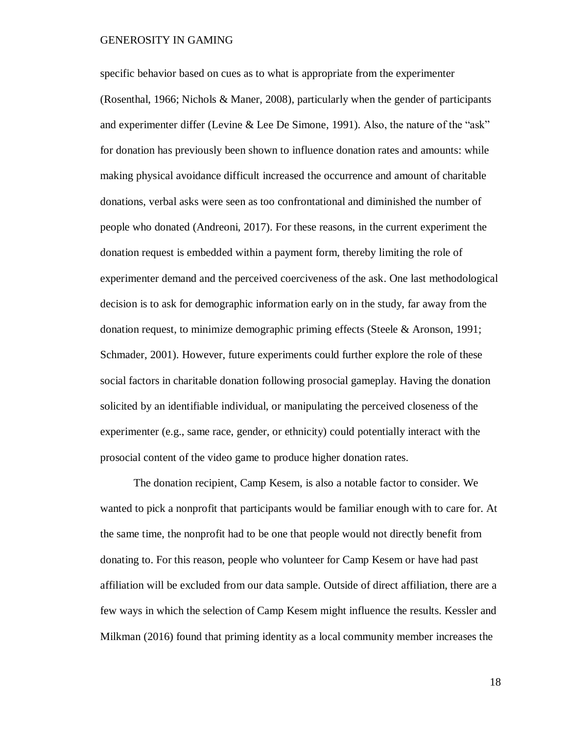specific behavior based on cues as to what is appropriate from the experimenter (Rosenthal, 1966; Nichols & Maner, 2008), particularly when the gender of participants and experimenter differ (Levine & Lee De Simone, 1991). Also, the nature of the "ask" for donation has previously been shown to influence donation rates and amounts: while making physical avoidance difficult increased the occurrence and amount of charitable donations, verbal asks were seen as too confrontational and diminished the number of people who donated (Andreoni, 2017). For these reasons, in the current experiment the donation request is embedded within a payment form, thereby limiting the role of experimenter demand and the perceived coerciveness of the ask. One last methodological decision is to ask for demographic information early on in the study, far away from the donation request, to minimize demographic priming effects (Steele & Aronson, 1991; Schmader, 2001). However, future experiments could further explore the role of these social factors in charitable donation following prosocial gameplay. Having the donation solicited by an identifiable individual, or manipulating the perceived closeness of the experimenter (e.g., same race, gender, or ethnicity) could potentially interact with the prosocial content of the video game to produce higher donation rates.

The donation recipient, Camp Kesem, is also a notable factor to consider. We wanted to pick a nonprofit that participants would be familiar enough with to care for. At the same time, the nonprofit had to be one that people would not directly benefit from donating to. For this reason, people who volunteer for Camp Kesem or have had past affiliation will be excluded from our data sample. Outside of direct affiliation, there are a few ways in which the selection of Camp Kesem might influence the results. Kessler and Milkman (2016) found that priming identity as a local community member increases the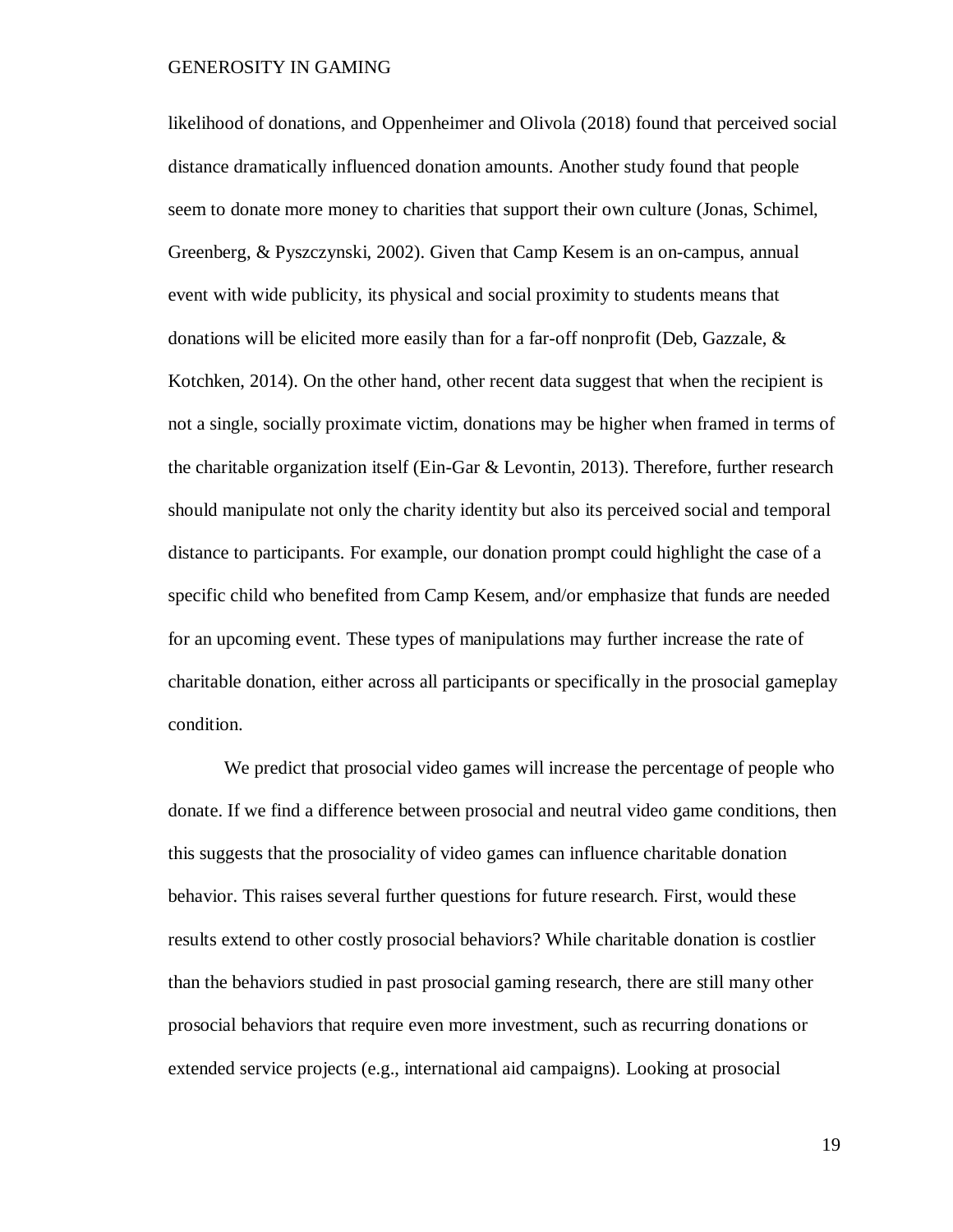likelihood of donations, and Oppenheimer and Olivola (2018) found that perceived social distance dramatically influenced donation amounts. Another study found that people seem to donate more money to charities that support their own culture (Jonas, Schimel, Greenberg, & Pyszczynski, 2002). Given that Camp Kesem is an on-campus, annual event with wide publicity, its physical and social proximity to students means that donations will be elicited more easily than for a far-off nonprofit (Deb, Gazzale, & Kotchken, 2014). On the other hand, other recent data suggest that when the recipient is not a single, socially proximate victim, donations may be higher when framed in terms of the charitable organization itself (Ein-Gar & Levontin, 2013). Therefore, further research should manipulate not only the charity identity but also its perceived social and temporal distance to participants. For example, our donation prompt could highlight the case of a specific child who benefited from Camp Kesem, and/or emphasize that funds are needed for an upcoming event. These types of manipulations may further increase the rate of charitable donation, either across all participants or specifically in the prosocial gameplay condition.

We predict that prosocial video games will increase the percentage of people who donate. If we find a difference between prosocial and neutral video game conditions, then this suggests that the prosociality of video games can influence charitable donation behavior. This raises several further questions for future research. First, would these results extend to other costly prosocial behaviors? While charitable donation is costlier than the behaviors studied in past prosocial gaming research, there are still many other prosocial behaviors that require even more investment, such as recurring donations or extended service projects (e.g., international aid campaigns). Looking at prosocial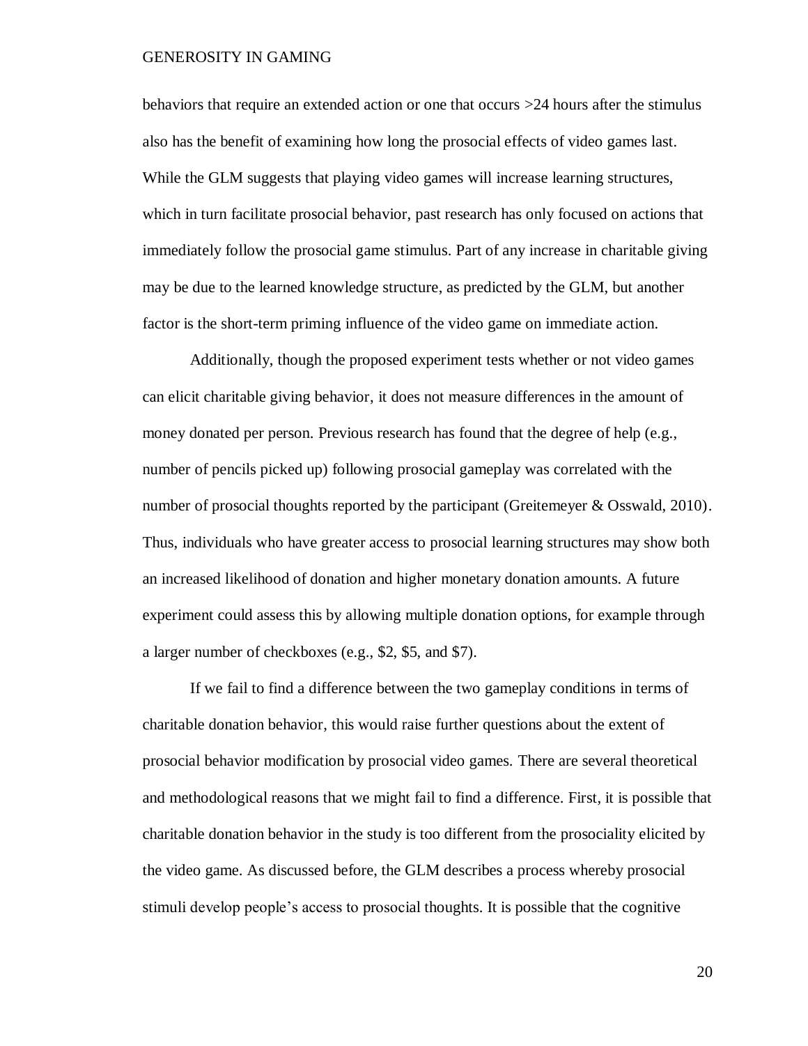behaviors that require an extended action or one that occurs >24 hours after the stimulus also has the benefit of examining how long the prosocial effects of video games last. While the GLM suggests that playing video games will increase learning structures, which in turn facilitate prosocial behavior, past research has only focused on actions that immediately follow the prosocial game stimulus. Part of any increase in charitable giving may be due to the learned knowledge structure, as predicted by the GLM, but another factor is the short-term priming influence of the video game on immediate action.

Additionally, though the proposed experiment tests whether or not video games can elicit charitable giving behavior, it does not measure differences in the amount of money donated per person. Previous research has found that the degree of help (e.g., number of pencils picked up) following prosocial gameplay was correlated with the number of prosocial thoughts reported by the participant (Greitemeyer & Osswald, 2010). Thus, individuals who have greater access to prosocial learning structures may show both an increased likelihood of donation and higher monetary donation amounts. A future experiment could assess this by allowing multiple donation options, for example through a larger number of checkboxes (e.g., $2, $5, and $7).

If we fail to find a difference between the two gameplay conditions in terms of charitable donation behavior, this would raise further questions about the extent of prosocial behavior modification by prosocial video games. There are several theoretical and methodological reasons that we might fail to find a difference. First, it is possible that charitable donation behavior in the study is too different from the prosociality elicited by the video game. As discussed before, the GLM describes a process whereby prosocial stimuli develop people's access to prosocial thoughts. It is possible that the cognitive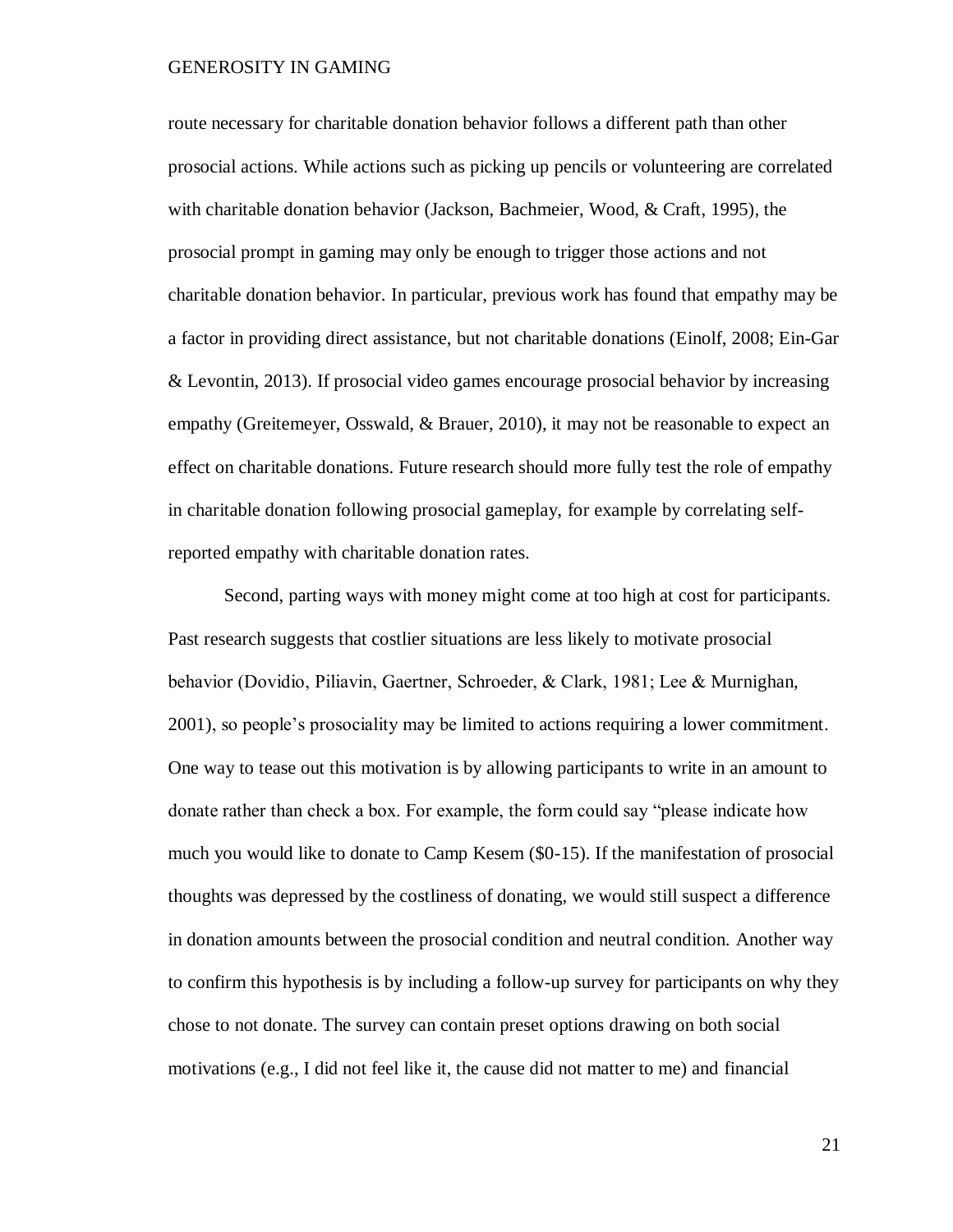route necessary for charitable donation behavior follows a different path than other prosocial actions. While actions such as picking up pencils or volunteering are correlated with charitable donation behavior (Jackson, Bachmeier, Wood, & Craft, 1995), the prosocial prompt in gaming may only be enough to trigger those actions and not charitable donation behavior. In particular, previous work has found that empathy may be a factor in providing direct assistance, but not charitable donations (Einolf, 2008; Ein-Gar & Levontin, 2013). If prosocial video games encourage prosocial behavior by increasing empathy (Greitemeyer, Osswald, & Brauer, 2010), it may not be reasonable to expect an effect on charitable donations. Future research should more fully test the role of empathy in charitable donation following prosocial gameplay, for example by correlating self-reported empathy with charitable donation rates.

Second, parting ways with money might come at too high at cost for participants. Past research suggests that costlier situations are less likely to motivate prosocial behavior (Dovidio, Piliavin, Gaertner, Schroeder, & Clark, 1981; Lee & Murnighan, 2001), so people's prosociality may be limited to actions requiring a lower commitment. One way to tease out this motivation is by allowing participants to write in an amount to donate rather than check a box. For example, the form could say "please indicate how much you would like to donate to Camp Kesem ($0-15). If the manifestation of prosocial thoughts was depressed by the costliness of donating, we would still suspect a difference in donation amounts between the prosocial condition and neutral condition. Another way to confirm this hypothesis is by including a follow-up survey for participants on why they chose to not donate. The survey can contain preset options drawing on both social motivations (e.g., I did not feel like it, the cause did not matter to me) and financial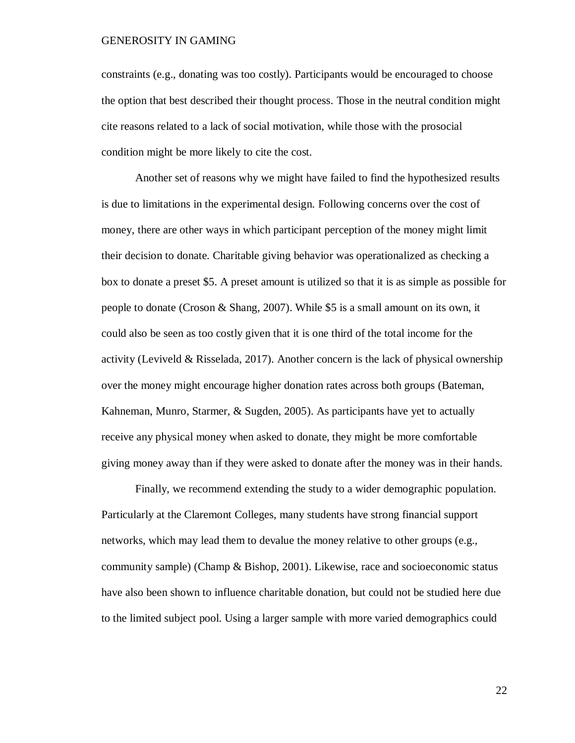constraints (e.g., donating was too costly). Participants would be encouraged to choose the option that best described their thought process. Those in the neutral condition might cite reasons related to a lack of social motivation, while those with the prosocial condition might be more likely to cite the cost.

Another set of reasons why we might have failed to find the hypothesized results is due to limitations in the experimental design. Following concerns over the cost of money, there are other ways in which participant perception of the money might limit their decision to donate. Charitable giving behavior was operationalized as checking a box to donate a preset $5. A preset amount is utilized so that it is as simple as possible for people to donate (Croson & Shang, 2007). While $5 is a small amount on its own, it could also be seen as too costly given that it is one third of the total income for the activity (Leviveld & Risselada, 2017). Another concern is the lack of physical ownership over the money might encourage higher donation rates across both groups (Bateman, Kahneman, Munro, Starmer, & Sugden, 2005). As participants have yet to actually receive any physical money when asked to donate, they might be more comfortable giving money away than if they were asked to donate after the money was in their hands.

Finally, we recommend extending the study to a wider demographic population. Particularly at the Claremont Colleges, many students have strong financial support networks, which may lead them to devalue the money relative to other groups (e.g., community sample) (Champ & Bishop, 2001). Likewise, race and socioeconomic status have also been shown to influence charitable donation, but could not be studied here due to the limited subject pool. Using a larger sample with more varied demographics could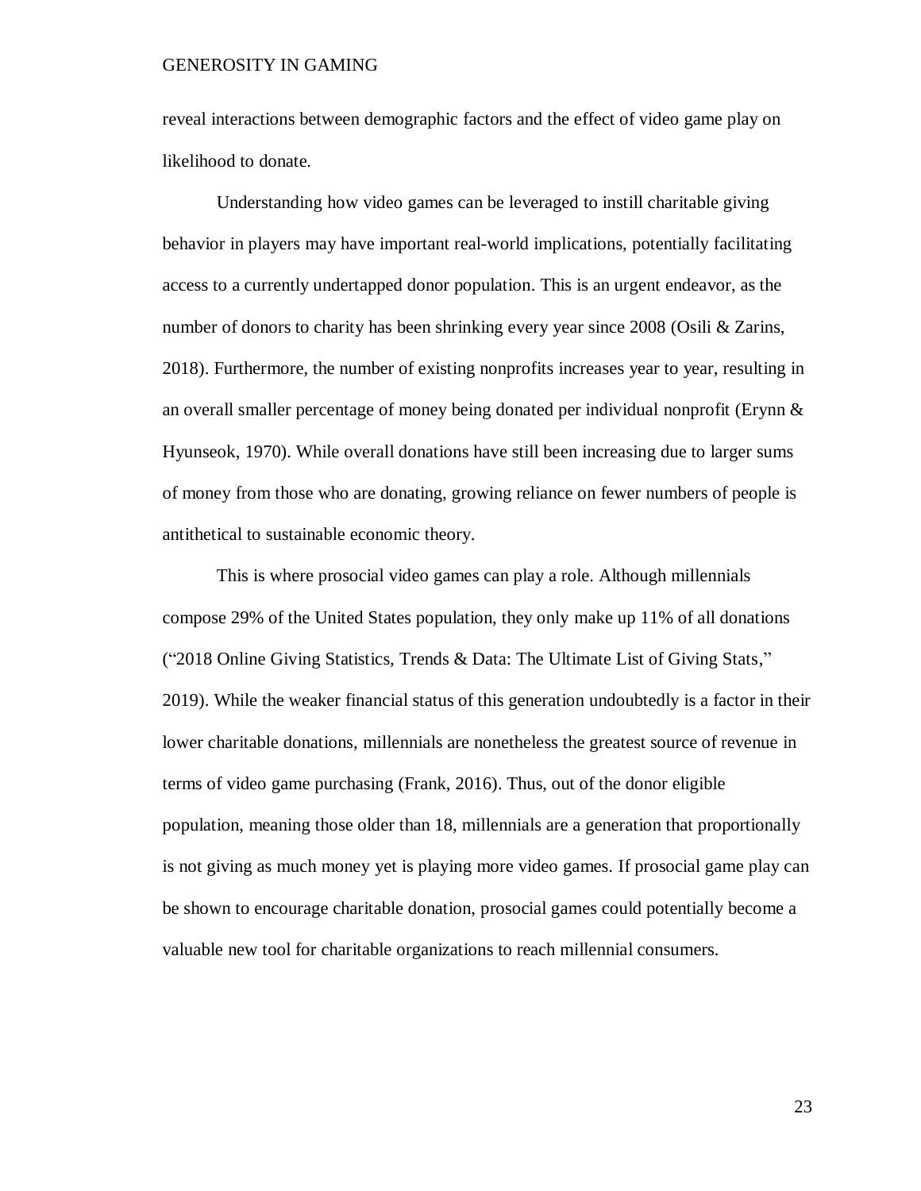reveal interactions between demographic factors and the effect of video game play on likelihood to donate.

Understanding how video games can be leveraged to instill charitable giving behavior in players may have important real-world implications, potentially facilitating access to a currently undertapped donor population. This is an urgent endeavor, as the number of donors to charity has been shrinking every year since 2008 (Osili & Zarins, 2018). Furthermore, the number of existing nonprofits increases year to year, resulting in an overall smaller percentage of money being donated per individual nonprofit (Erynn & Hyunseok, 1970). While overall donations have still been increasing due to larger sums of money from those who are donating, growing reliance on fewer numbers of people is antithetical to sustainable economic theory.

This is where prosocial video games can play a role. Although millennials compose 29% of the United States population, they only make up 11% of all donations ("2018 Online Giving Statistics, Trends & Data: The Ultimate List of Giving Stats," 2019). While the weaker financial status of this generation undoubtedly is a factor in their lower charitable donations, millennials are nonetheless the greatest source of revenue in terms of video game purchasing (Frank, 2016). Thus, out of the donor eligible population, meaning those older than 18, millennials are a generation that proportionally is not giving as much money yet is playing more video games. If prosocial game play can be shown to encourage charitable donation, prosocial games could potentially become a valuable new tool for charitable organizations to reach millennial consumers.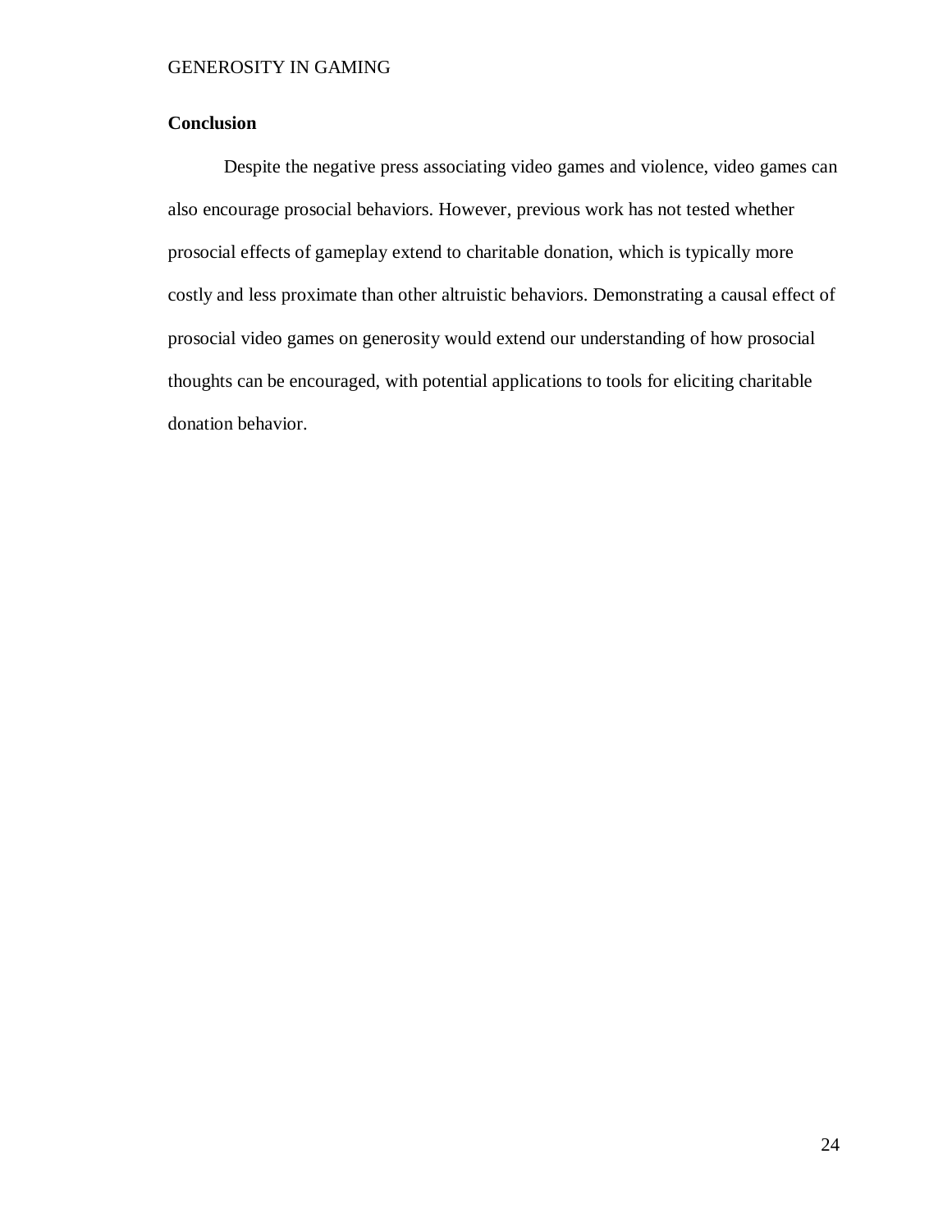**Conclusion**

Despite the negative press associating video games and violence, video games can also encourage prosocial behaviors. However, previous work has not tested whether prosocial effects of gameplay extend to charitable donation, which is typically more costly and less proximate than other altruistic behaviors. Demonstrating a causal effect of prosocial video games on generosity would extend our understanding of how prosocial thoughts can be encouraged, with potential applications to tools for eliciting charitable donation behavior.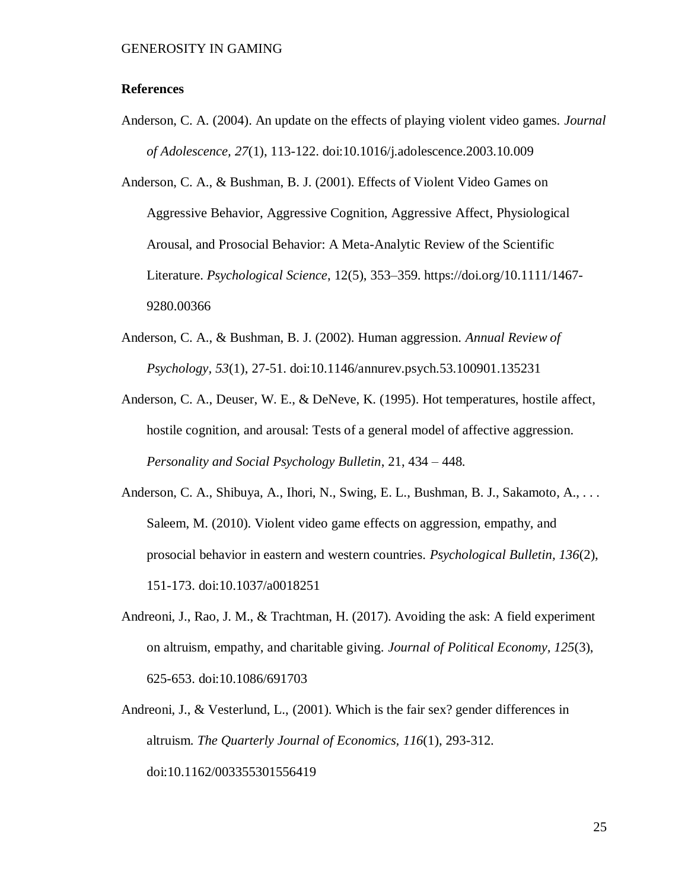**References**

Anderson, C. A. (2004). An update on the effects of playing violent video games. *Journal of Adolescence, 27*(1), 113-122. doi:10.1016/j.adolescence.2003.10.009

Anderson, C. A., & Bushman, B. J. (2001). Effects of Violent Video Games on Aggressive Behavior, Aggressive Cognition, Aggressive Affect, Physiological Arousal, and Prosocial Behavior: A Meta-Analytic Review of the Scientific Literature. *Psychological Science*, 12(5), 353–359. https://doi.org/10.1111/1467-9280.00366

Anderson, C. A., & Bushman, B. J. (2002). Human aggression. *Annual Review of Psychology, 53*(1), 27-51. doi:10.1146/annurev.psych.53.100901.135231

Anderson, C. A., Deuser, W. E., & DeNeve, K. (1995). Hot temperatures, hostile affect, hostile cognition, and arousal: Tests of a general model of affective aggression. *Personality and Social Psychology Bulletin*, 21, 434 – 448.

Anderson, C. A., Shibuya, A., Ihori, N., Swing, E. L., Bushman, B. J., Sakamoto, A., . . . Saleem, M. (2010). Violent video game effects on aggression, empathy, and prosocial behavior in eastern and western countries. *Psychological Bulletin, 136*(2), 151-173. doi:10.1037/a0018251

Andreoni, J., Rao, J. M., & Trachtman, H. (2017). Avoiding the ask: A field experiment on altruism, empathy, and charitable giving. *Journal of Political Economy, 125*(3), 625-653. doi:10.1086/691703

Andreoni, J., & Vesterlund, L., (2001). Which is the fair sex? gender differences in altruism. *The Quarterly Journal of Economics, 116*(1), 293-312. doi:10.1162/003355301556419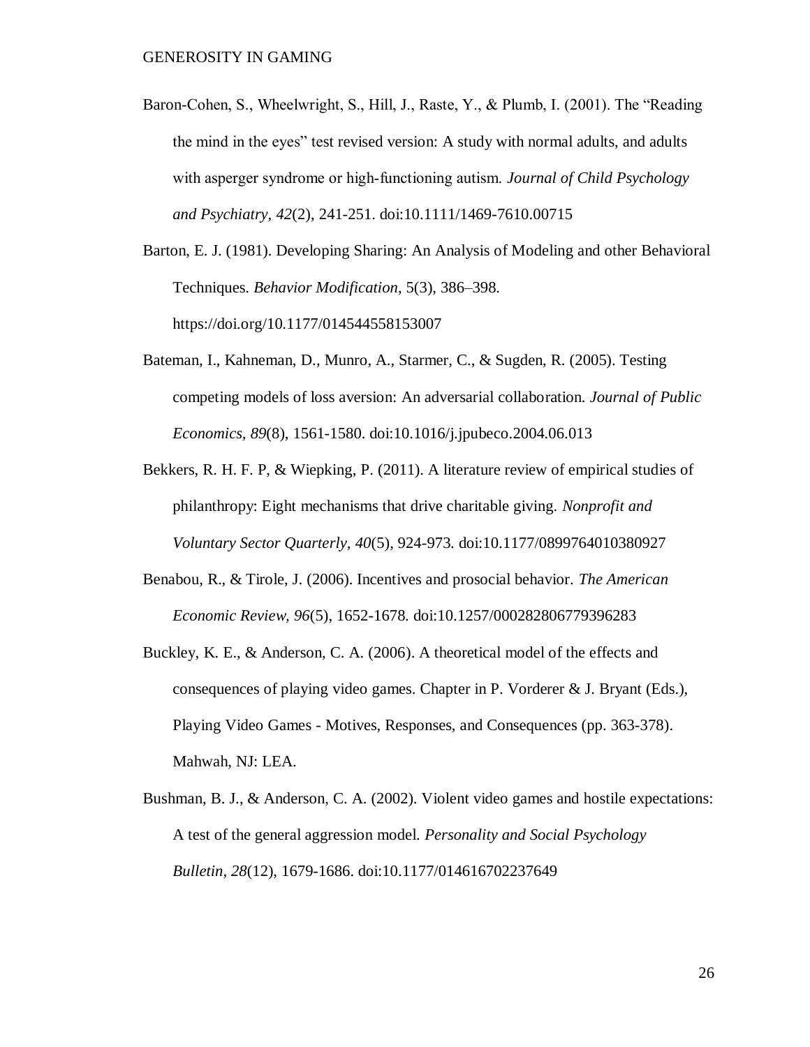Baron-Cohen, S., Wheelwright, S., Hill, J., Raste, Y., & Plumb, I. (2001). The "Reading the mind in the eyes" test revised version: A study with normal adults, and adults with asperger syndrome or high-functioning autism. *Journal of Child Psychology and Psychiatry*, *42*(2), 241-251. doi:10.1111/1469-7610.00715

Barton, E. J. (1981). Developing Sharing: An Analysis of Modeling and other Behavioral Techniques. *Behavior Modification*, 5(3), 386–398. https://doi.org/10.1177/014544558153007

Bateman, I., Kahneman, D., Munro, A., Starmer, C., & Sugden, R. (2005). Testing competing models of loss aversion: An adversarial collaboration. *Journal of Public Economics, 89*(8), 1561-1580. doi:10.1016/j.jpubeco.2004.06.013

Bekkers, R. H. F. P, & Wiepking, P. (2011). A literature review of empirical studies of philanthropy: Eight mechanisms that drive charitable giving. *Nonprofit and Voluntary Sector Quarterly, 40*(5), 924-973. doi:10.1177/0899764010380927

Benabou, R., & Tirole, J. (2006). Incentives and prosocial behavior. *The American Economic Review, 96*(5), 1652-1678. doi:10.1257/000282806779396283

Buckley, K. E., & Anderson, C. A. (2006). A theoretical model of the effects and consequences of playing video games. Chapter in P. Vorderer & J. Bryant (Eds.), Playing Video Games - Motives, Responses, and Consequences (pp. 363-378). Mahwah, NJ: LEA.

Bushman, B. J., & Anderson, C. A. (2002). Violent video games and hostile expectations: A test of the general aggression model. *Personality and Social Psychology Bulletin, 28*(12), 1679-1686. doi:10.1177/014616702237649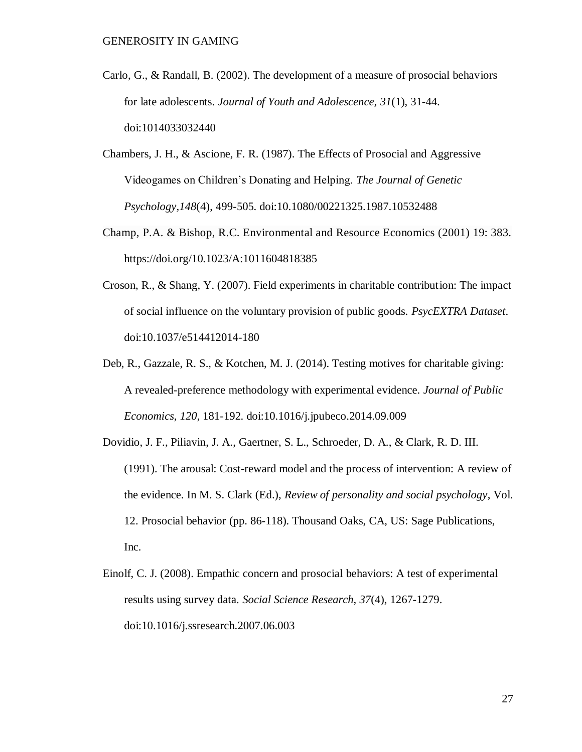Carlo, G., & Randall, B. (2002). The development of a measure of prosocial behaviors for late adolescents. *Journal of Youth and Adolescence, 31*(1), 31-44. doi:1014033032440

Chambers, J. H., & Ascione, F. R. (1987). The Effects of Prosocial and Aggressive Videogames on Children's Donating and Helping. *The Journal of Genetic Psychology,148*(4), 499-505. doi:10.1080/00221325.1987.10532488

Champ, P.A. & Bishop, R.C. Environmental and Resource Economics (2001) 19: 383. https://doi.org/10.1023/A:1011604818385

Croson, R., & Shang, Y. (2007). Field experiments in charitable contribution: The impact of social influence on the voluntary provision of public goods. *PsycEXTRA Dataset*. doi:10.1037/e514412014-180

Deb, R., Gazzale, R. S., & Kotchen, M. J. (2014). Testing motives for charitable giving: A revealed-preference methodology with experimental evidence. *Journal of Public Economics, 120*, 181-192. doi:10.1016/j.jpubeco.2014.09.009

Dovidio, J. F., Piliavin, J. A., Gaertner, S. L., Schroeder, D. A., & Clark, R. D. III. (1991). The arousal: Cost-reward model and the process of intervention: A review of the evidence. In M. S. Clark (Ed.), *Review of personality and social psychology*, Vol. 12. Prosocial behavior (pp. 86-118). Thousand Oaks, CA, US: Sage Publications, Inc.

Einolf, C. J. (2008). Empathic concern and prosocial behaviors: A test of experimental results using survey data. *Social Science Research, 37*(4), 1267-1279. doi:10.1016/j.ssresearch.2007.06.003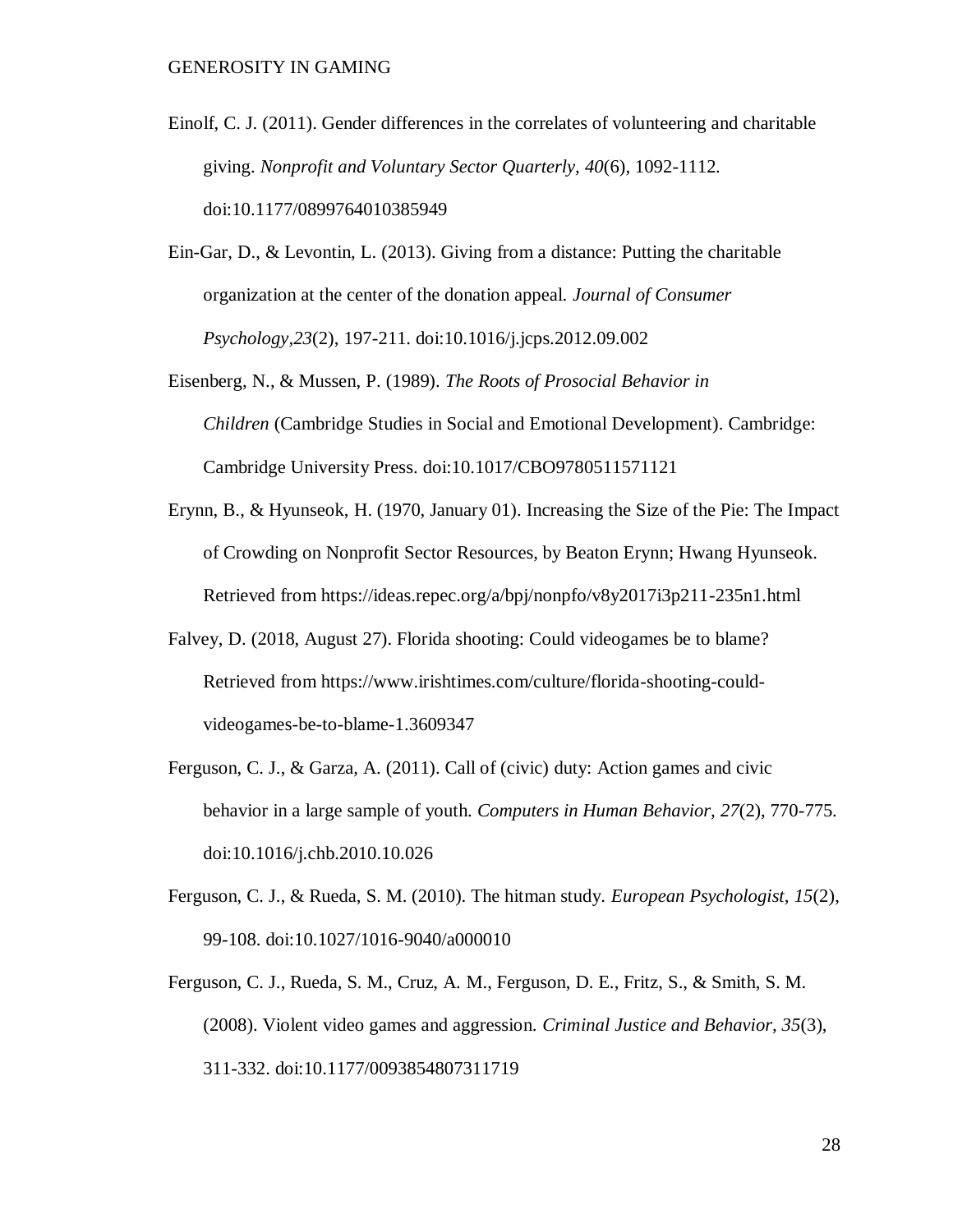Einolf, C. J. (2011). Gender differences in the correlates of volunteering and charitable giving. *Nonprofit and Voluntary Sector Quarterly, 40*(6), 1092-1112. doi:10.1177/0899764010385949

Ein-Gar, D., & Levontin, L. (2013). Giving from a distance: Putting the charitable organization at the center of the donation appeal. *Journal of Consumer Psychology,23*(2), 197-211. doi:10.1016/j.jcps.2012.09.002

Eisenberg, N., & Mussen, P. (1989). *The Roots of Prosocial Behavior in Children* (Cambridge Studies in Social and Emotional Development). Cambridge: Cambridge University Press. doi:10.1017/CBO9780511571121

Erynn, B., & Hyunseok, H. (1970, January 01). Increasing the Size of the Pie: The Impact of Crowding on Nonprofit Sector Resources, by Beaton Erynn; Hwang Hyunseok. Retrieved from https://ideas.repec.org/a/bpj/nonpfo/v8y2017i3p211-235n1.html

Falvey, D. (2018, August 27). Florida shooting: Could videogames be to blame? Retrieved from https://www.irishtimes.com/culture/florida-shooting-could-videogames-be-to-blame-1.3609347

Ferguson, C. J., & Garza, A. (2011). Call of (civic) duty: Action games and civic behavior in a large sample of youth. *Computers in Human Behavior, 27*(2), 770-775. doi:10.1016/j.chb.2010.10.026

Ferguson, C. J., & Rueda, S. M. (2010). The hitman study. *European Psychologist, 15*(2), 99-108. doi:10.1027/1016-9040/a000010

Ferguson, C. J., Rueda, S. M., Cruz, A. M., Ferguson, D. E., Fritz, S., & Smith, S. M. (2008). Violent video games and aggression. *Criminal Justice and Behavior, 35*(3), 311-332. doi:10.1177/0093854807311719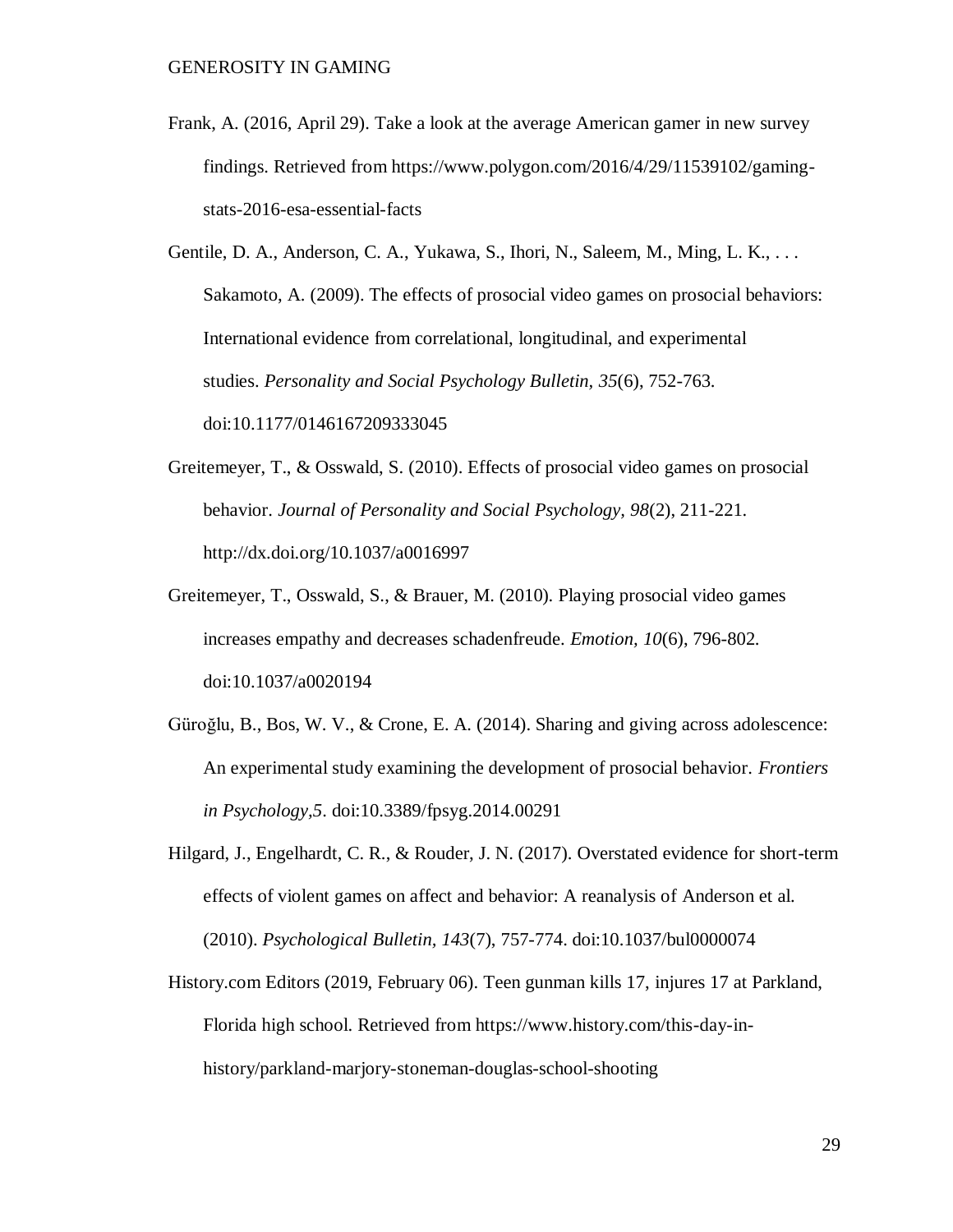Frank, A. (2016, April 29). Take a look at the average American gamer in new survey findings. Retrieved from https://www.polygon.com/2016/4/29/11539102/gaming-stats-2016-esa-essential-facts

Gentile, D. A., Anderson, C. A., Yukawa, S., Ihori, N., Saleem, M., Ming, L. K., . . . Sakamoto, A. (2009). The effects of prosocial video games on prosocial behaviors: International evidence from correlational, longitudinal, and experimental studies. *Personality and Social Psychology Bulletin, 35*(6), 752-763. doi:10.1177/0146167209333045

Greitemeyer, T., & Osswald, S. (2010). Effects of prosocial video games on prosocial behavior. *Journal of Personality and Social Psychology, 98*(2), 211-221. http://dx.doi.org/10.1037/a0016997

Greitemeyer, T., Osswald, S., & Brauer, M. (2010). Playing prosocial video games increases empathy and decreases schadenfreude. *Emotion, 10*(6), 796-802. doi:10.1037/a0020194

Güroğlu, B., Bos, W. V., & Crone, E. A. (2014). Sharing and giving across adolescence: An experimental study examining the development of prosocial behavior. *Frontiers in Psychology,5*. doi:10.3389/fpsyg.2014.00291

Hilgard, J., Engelhardt, C. R., & Rouder, J. N. (2017). Overstated evidence for short-term effects of violent games on affect and behavior: A reanalysis of Anderson et al. (2010). *Psychological Bulletin, 143*(7), 757-774. doi:10.1037/bul0000074

History.com Editors (2019, February 06). Teen gunman kills 17, injures 17 at Parkland, Florida high school. Retrieved from https://www.history.com/this-day-in-history/parkland-marjory-stoneman-douglas-school-shooting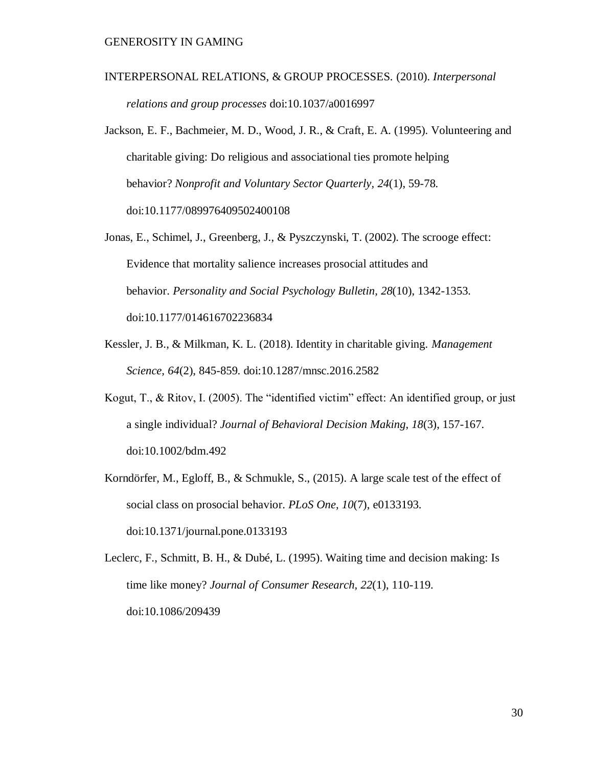INTERPERSONAL RELATIONS, & GROUP PROCESSES. (2010). *Interpersonal relations and group processes* doi:10.1037/a0016997

Jackson, E. F., Bachmeier, M. D., Wood, J. R., & Craft, E. A. (1995). Volunteering and charitable giving: Do religious and associational ties promote helping behavior? *Nonprofit and Voluntary Sector Quarterly*, *24*(1), 59-78. doi:10.1177/089976409502400108

Jonas, E., Schimel, J., Greenberg, J., & Pyszczynski, T. (2002). The scrooge effect: Evidence that mortality salience increases prosocial attitudes and behavior. *Personality and Social Psychology Bulletin, 28*(10), 1342-1353. doi:10.1177/014616702236834

Kessler, J. B., & Milkman, K. L. (2018). Identity in charitable giving. *Management Science, 64*(2), 845-859. doi:10.1287/mnsc.2016.2582

Kogut, T., & Ritov, I. (2005). The "identified victim" effect: An identified group, or just a single individual? *Journal of Behavioral Decision Making, 18*(3), 157-167. doi:10.1002/bdm.492

Korndörfer, M., Egloff, B., & Schmukle, S., (2015). A large scale test of the effect of social class on prosocial behavior. *PLoS One, 10*(7), e0133193. doi:10.1371/journal.pone.0133193

Leclerc, F., Schmitt, B. H., & Dubé, L. (1995). Waiting time and decision making: Is time like money? *Journal of Consumer Research, 22*(1), 110-119. doi:10.1086/209439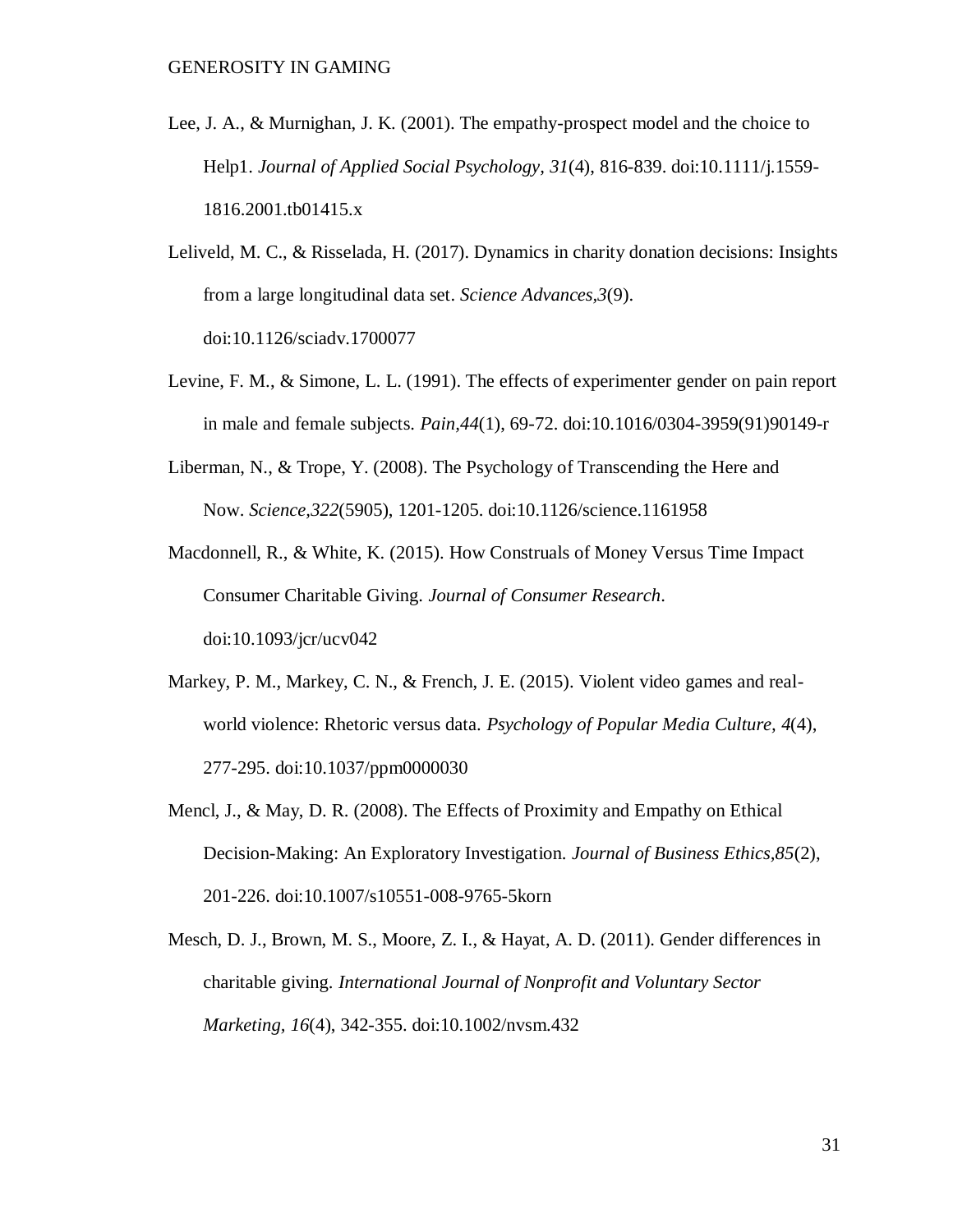Lee, J. A., & Murnighan, J. K. (2001). The empathy-prospect model and the choice to Help1. *Journal of Applied Social Psychology, 31*(4), 816-839. doi:10.1111/j.1559-1816.2001.tb01415.x

Leliveld, M. C., & Risselada, H. (2017). Dynamics in charity donation decisions: Insights from a large longitudinal data set. *Science Advances,3*(9). doi:10.1126/sciadv.1700077

Levine, F. M., & Simone, L. L. (1991). The effects of experimenter gender on pain report in male and female subjects. *Pain,44*(1), 69-72. doi:10.1016/0304-3959(91)90149-r

Liberman, N., & Trope, Y. (2008). The Psychology of Transcending the Here and Now. *Science,322*(5905), 1201-1205. doi:10.1126/science.1161958

Macdonnell, R., & White, K. (2015). How Construals of Money Versus Time Impact Consumer Charitable Giving. *Journal of Consumer Research*. doi:10.1093/jcr/ucv042

Markey, P. M., Markey, C. N., & French, J. E. (2015). Violent video games and real-world violence: Rhetoric versus data. *Psychology of Popular Media Culture, 4*(4), 277-295. doi:10.1037/ppm0000030

Mencl, J., & May, D. R. (2008). The Effects of Proximity and Empathy on Ethical Decision-Making: An Exploratory Investigation. *Journal of Business Ethics,85*(2), 201-226. doi:10.1007/s10551-008-9765-5korn

Mesch, D. J., Brown, M. S., Moore, Z. I., & Hayat, A. D. (2011). Gender differences in charitable giving. *International Journal of Nonprofit and Voluntary Sector Marketing, 16*(4), 342-355. doi:10.1002/nvsm.432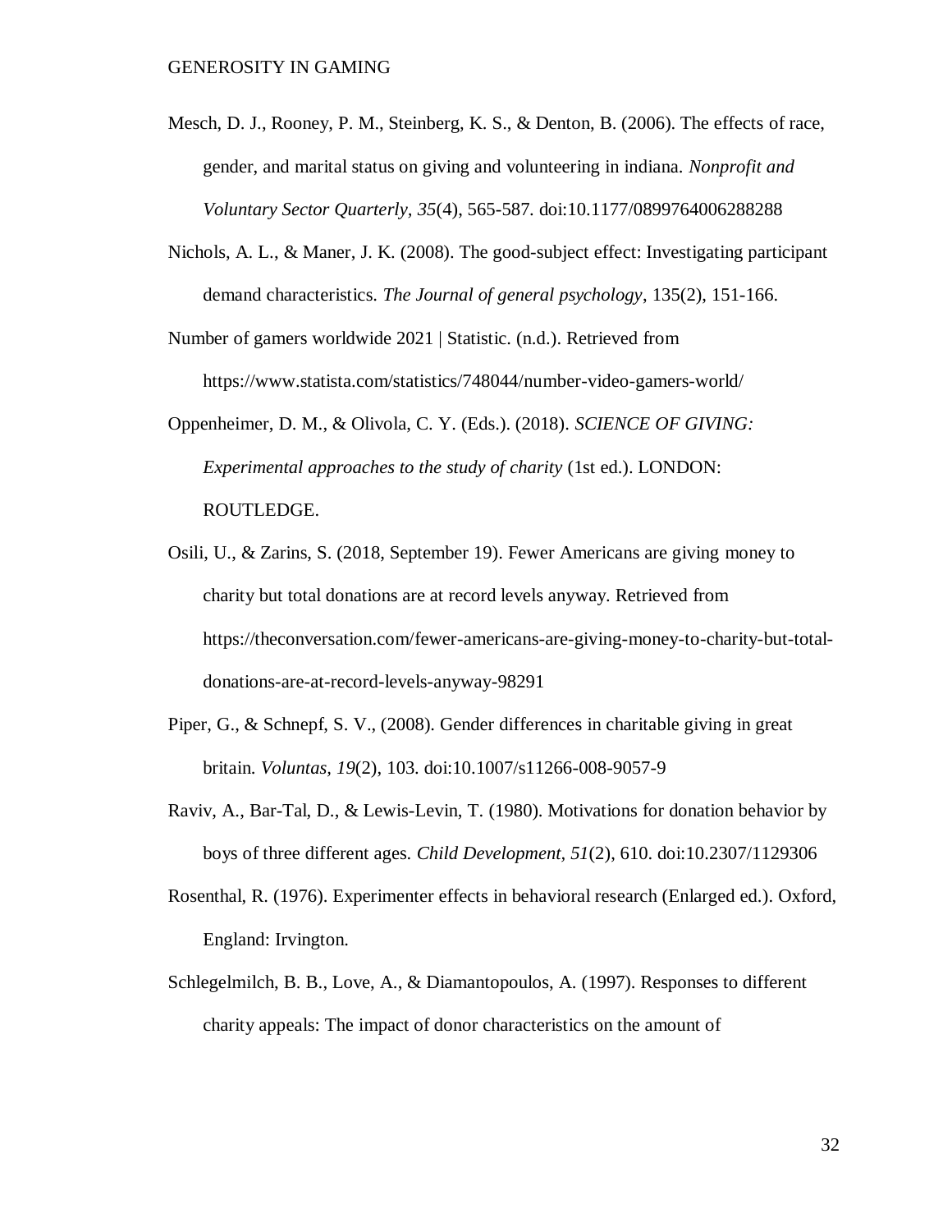Mesch, D. J., Rooney, P. M., Steinberg, K. S., & Denton, B. (2006). The effects of race, gender, and marital status on giving and volunteering in indiana. *Nonprofit and Voluntary Sector Quarterly, 35*(4), 565-587. doi:10.1177/0899764006288288

Nichols, A. L., & Maner, J. K. (2008). The good-subject effect: Investigating participant demand characteristics. *The Journal of general psychology*, 135(2), 151-166.

Number of gamers worldwide 2021 | Statistic. (n.d.). Retrieved from https://www.statista.com/statistics/748044/number-video-gamers-world/

Oppenheimer, D. M., & Olivola, C. Y. (Eds.). (2018). *SCIENCE OF GIVING: Experimental approaches to the study of charity* (1st ed.). LONDON: ROUTLEDGE.

Osili, U., & Zarins, S. (2018, September 19). Fewer Americans are giving money to charity but total donations are at record levels anyway. Retrieved from https://theconversation.com/fewer-americans-are-giving-money-to-charity-but-total-donations-are-at-record-levels-anyway-98291

Piper, G., & Schnepf, S. V., (2008). Gender differences in charitable giving in great britain. *Voluntas, 19*(2), 103. doi:10.1007/s11266-008-9057-9

Raviv, A., Bar-Tal, D., & Lewis-Levin, T. (1980). Motivations for donation behavior by boys of three different ages. *Child Development, 51*(2), 610. doi:10.2307/1129306

Rosenthal, R. (1976). Experimenter effects in behavioral research (Enlarged ed.). Oxford, England: Irvington.

Schlegelmilch, B. B., Love, A., & Diamantopoulos, A. (1997). Responses to different charity appeals: The impact of donor characteristics on the amount of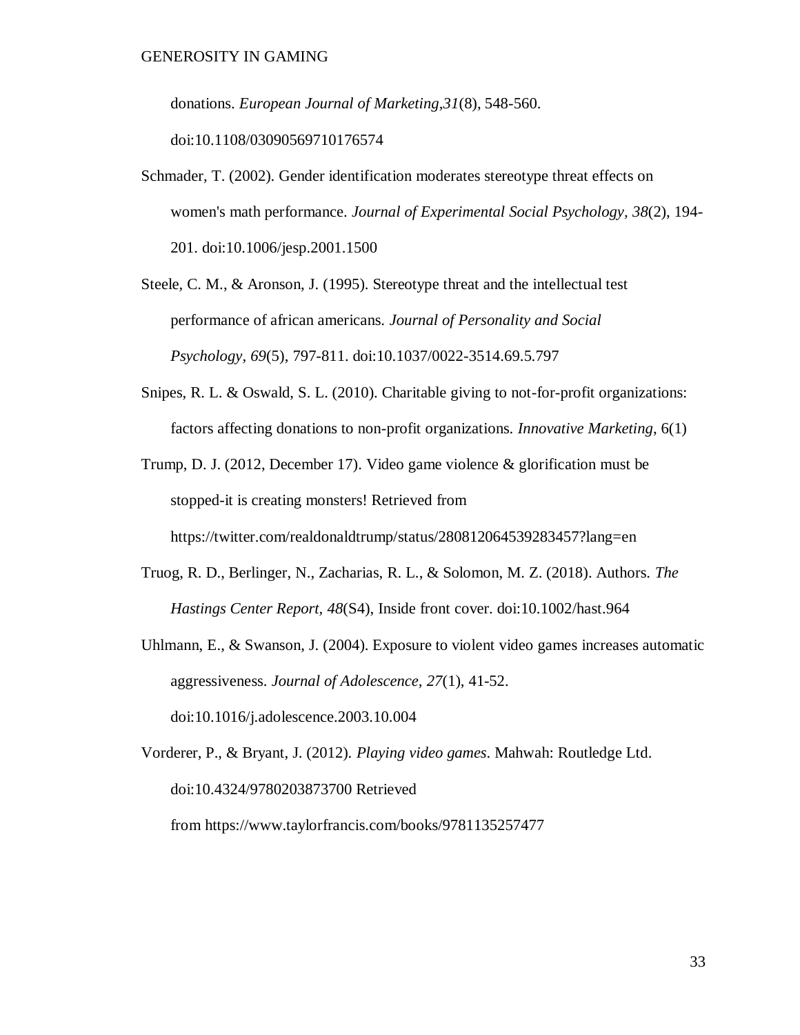donations. *European Journal of Marketing,31*(8), 548-560. doi:10.1108/03090569710176574

Schmader, T. (2002). Gender identification moderates stereotype threat effects on women's math performance. *Journal of Experimental Social Psychology, 38*(2), 194-201. doi:10.1006/jesp.2001.1500

Steele, C. M., & Aronson, J. (1995). Stereotype threat and the intellectual test performance of african americans. *Journal of Personality and Social Psychology, 69*(5), 797-811. doi:10.1037/0022-3514.69.5.797

Snipes, R. L. & Oswald, S. L. (2010). Charitable giving to not-for-profit organizations: factors affecting donations to non-profit organizations. *Innovative Marketing,* 6(1)

Trump, D. J. (2012, December 17). Video game violence & glorification must be stopped-it is creating monsters! Retrieved from https://twitter.com/realdonaldtrump/status/280812064539283457?lang=en

Truog, R. D., Berlinger, N., Zacharias, R. L., & Solomon, M. Z. (2018). Authors. *The Hastings Center Report, 48*(S4), Inside front cover. doi:10.1002/hast.964

Uhlmann, E., & Swanson, J. (2004). Exposure to violent video games increases automatic aggressiveness. *Journal of Adolescence, 27*(1), 41-52. doi:10.1016/j.adolescence.2003.10.004

Vorderer, P., & Bryant, J. (2012). *Playing video games*. Mahwah: Routledge Ltd. doi:10.4324/9780203873700 Retrieved from https://www.taylorfrancis.com/books/9781135257477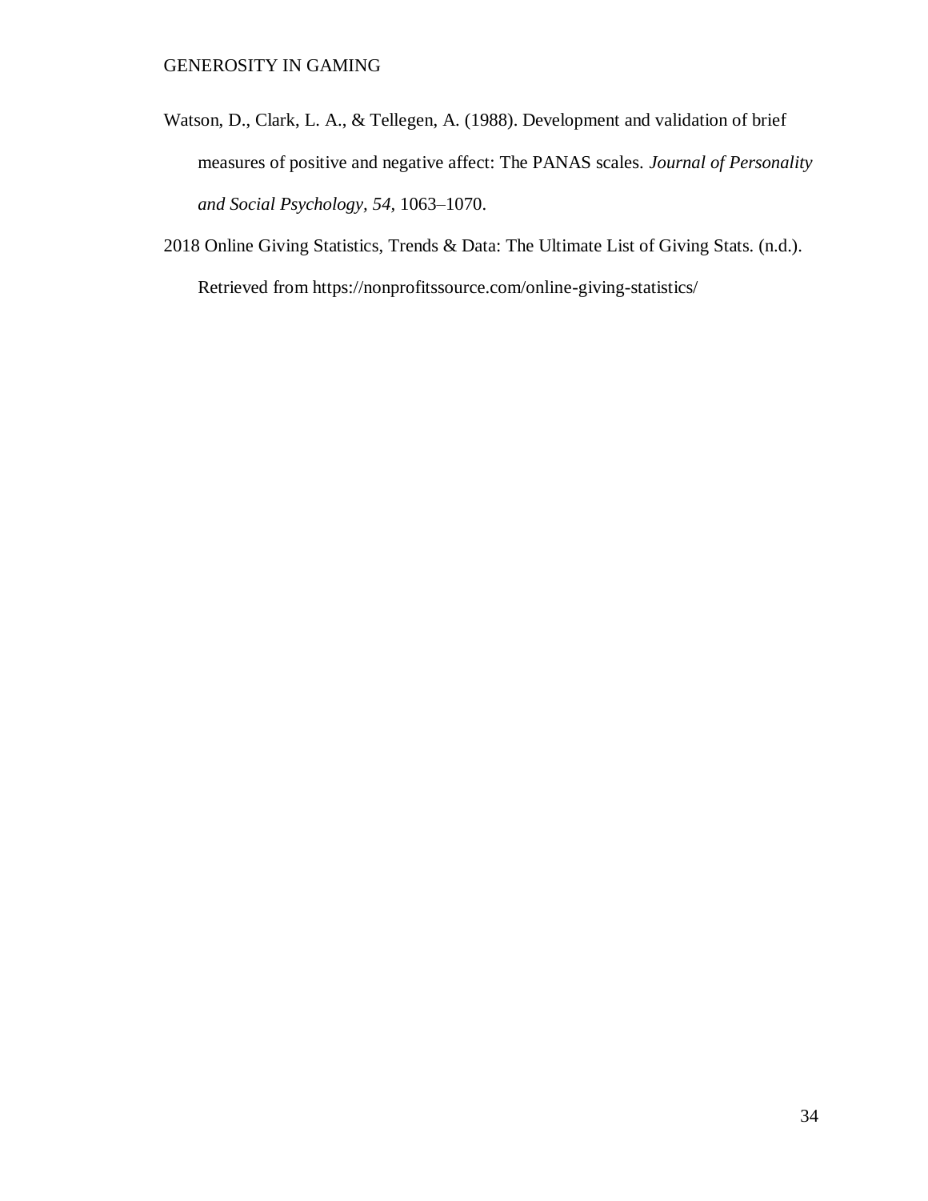Watson, D., Clark, L. A., & Tellegen, A. (1988). Development and validation of brief measures of positive and negative affect: The PANAS scales. *Journal of Personality and Social Psychology, 54*, 1063–1070.

2018 Online Giving Statistics, Trends & Data: The Ultimate List of Giving Stats. (n.d.). Retrieved from https://nonprofitssource.com/online-giving-statistics/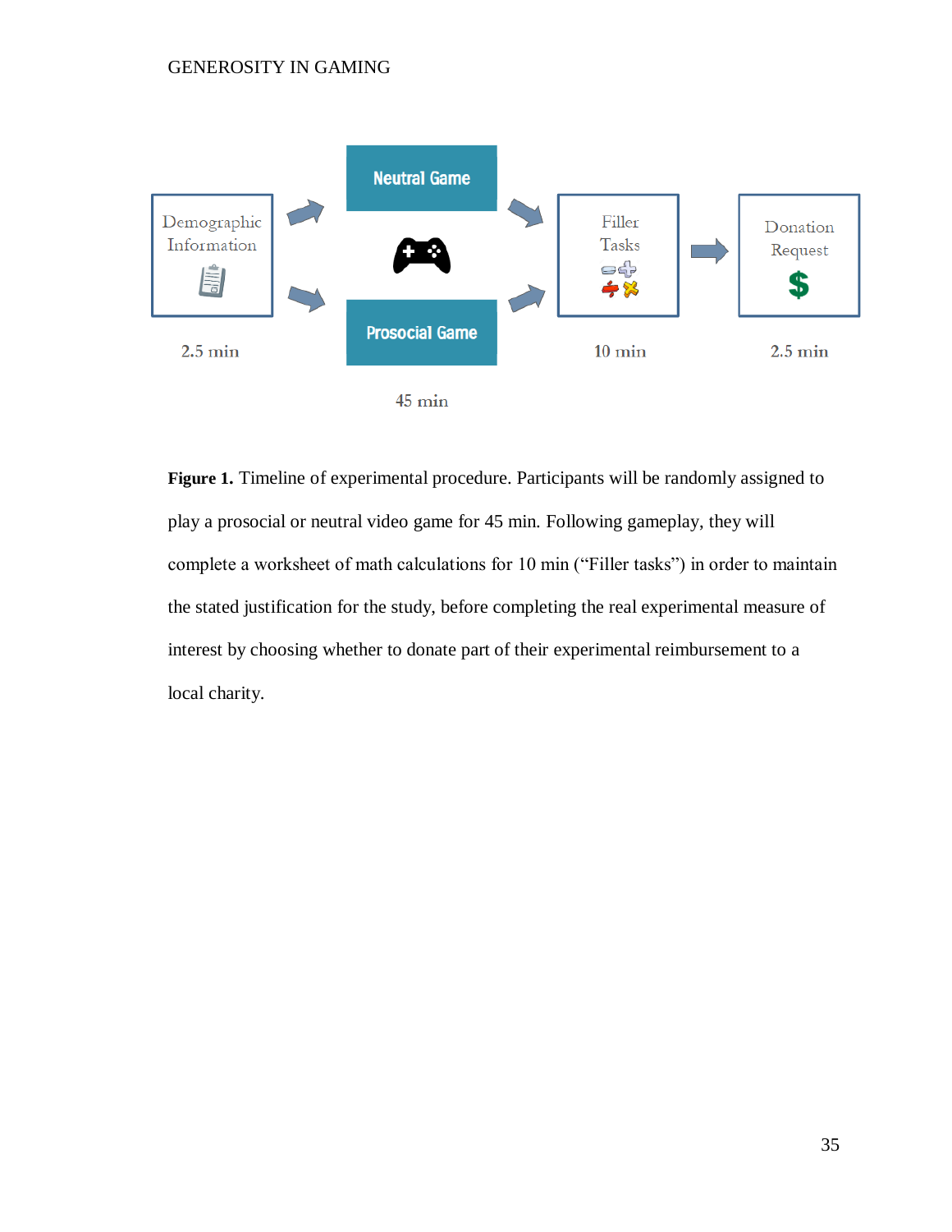Demographic Information

2.5 min

Neutral Game

Prosocial Game

45 min

Filler Tasks

10 min

Donation Request

2.5 min

**Figure 1.** Timeline of experimental procedure. Participants will be randomly assigned to play a prosocial or neutral video game for 45 min. Following gameplay, they will complete a worksheet of math calculations for 10 min (“Filler tasks”) in order to maintain the stated justification for the study, before completing the real experimental measure of interest by choosing whether to donate part of their experimental reimbursement to a local charity.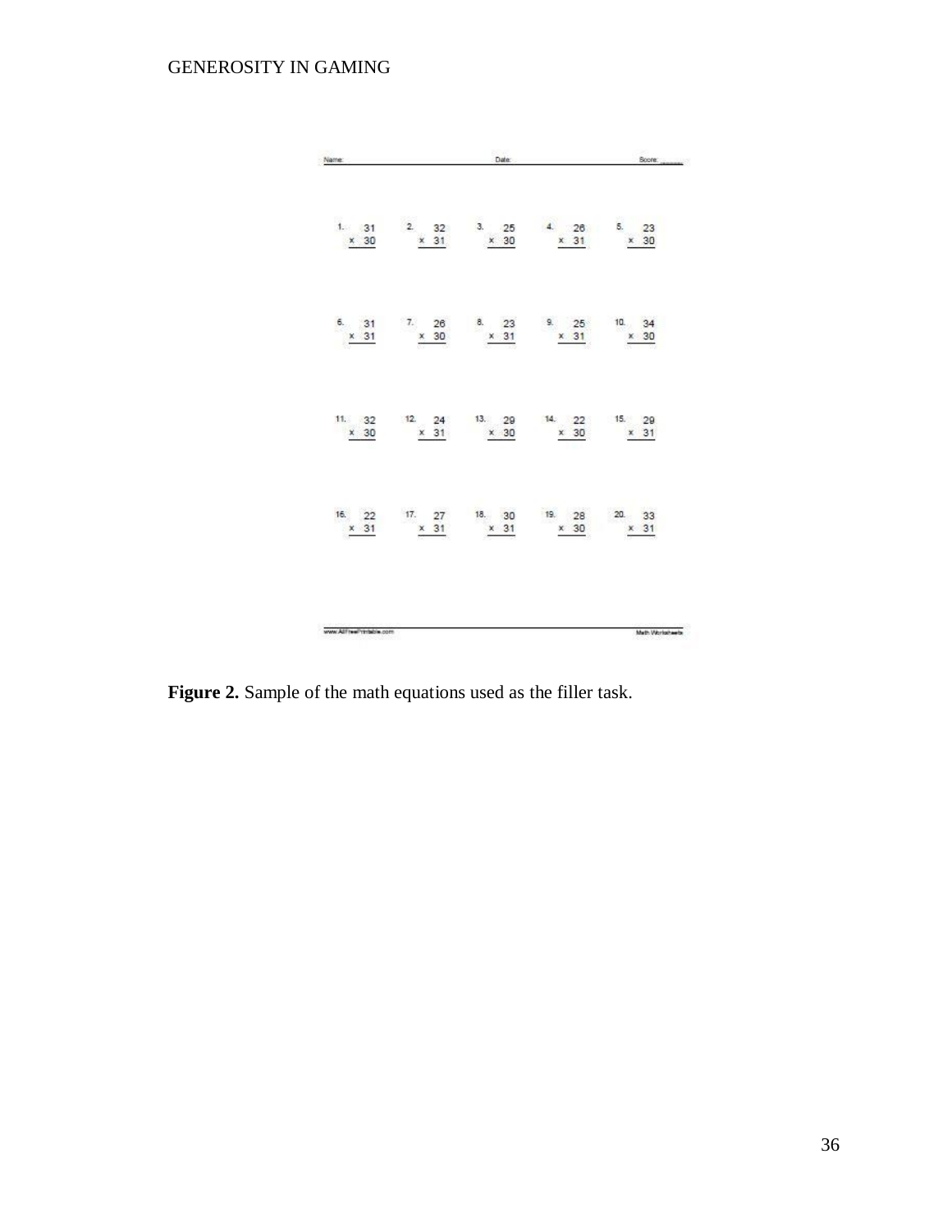Name: Date: Score:

| | | | | |
|---|---|---|---|---|
| 1. $31 \times 30$ | 2. $32 \times 31$ | 3. $25 \times 30$ | 4. $26 \times 31$ | 5. $23 \times 30$ |
| 6. $31 \times 31$ | 7. $26 \times 30$ | 8. $23 \times 31$ | 9. $25 \times 31$ | 10. $34 \times 30$ |
| 11. $32 \times 30$ | 12. $24 \times 31$ | 13. $29 \times 30$ | 14. $22 \times 30$ | 15. $29 \times 31$ |
| 16. $22 \times 31$ | 17. $27 \times 31$ | 18. $30 \times 31$ | 19. $28 \times 30$ | 20. $33 \times 31$ |

www.AllFreePrintable.com Math Worksheets

**Figure 2.** Sample of the math equations used as the filler task.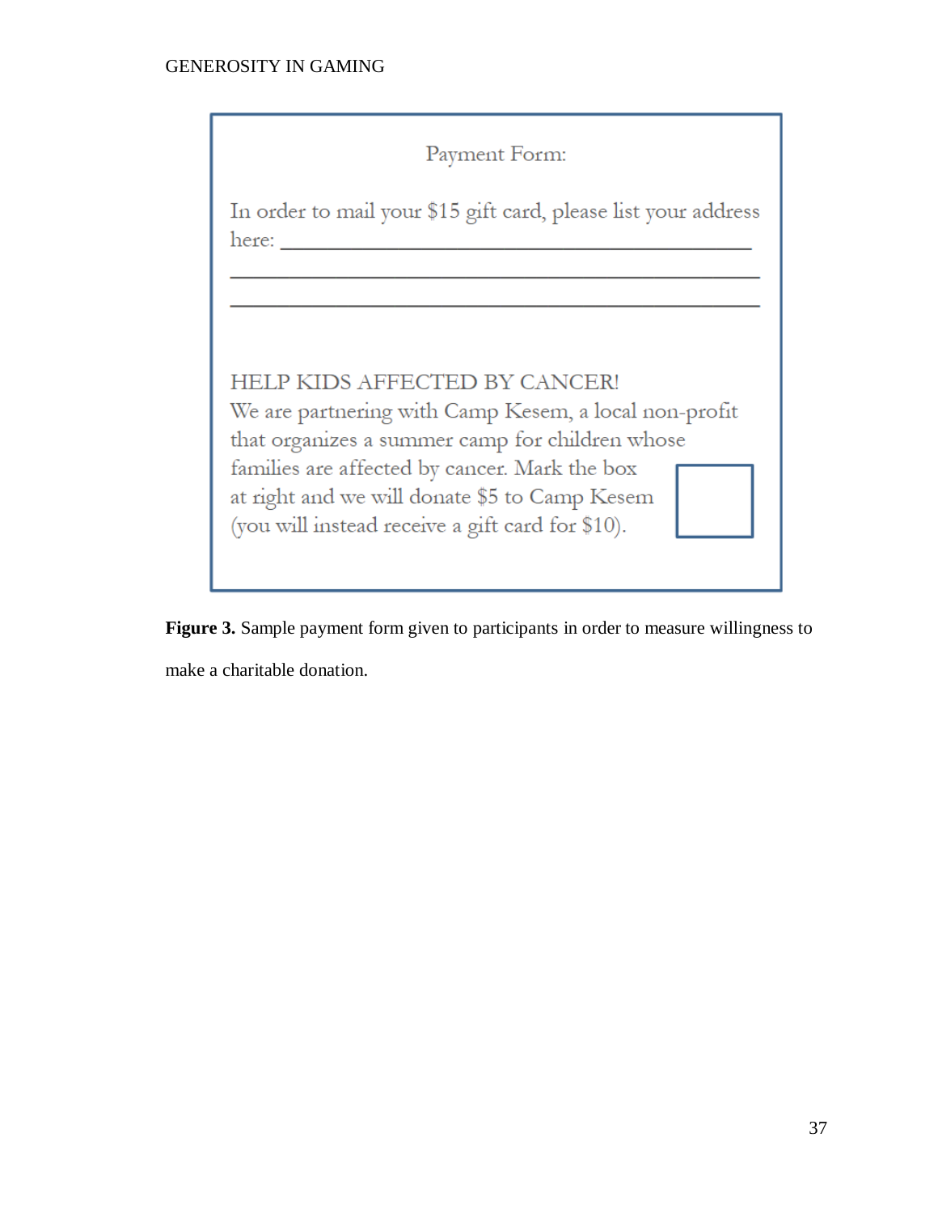Payment Form:

In order to mail your $15 gift card, please list your address here: ______________________________________________

______________________________________________

______________________________________________

HELP KIDS AFFECTED BY CANCER!
We are partnering with Camp Kesem, a local non-profit that organizes a summer camp for children whose families are affected by cancer. Mark the box at right and we will donate $5 to Camp Kesem (you will instead receive a gift card for $10). ☐

**Figure 3.** Sample payment form given to participants in order to measure willingness to make a charitable donation.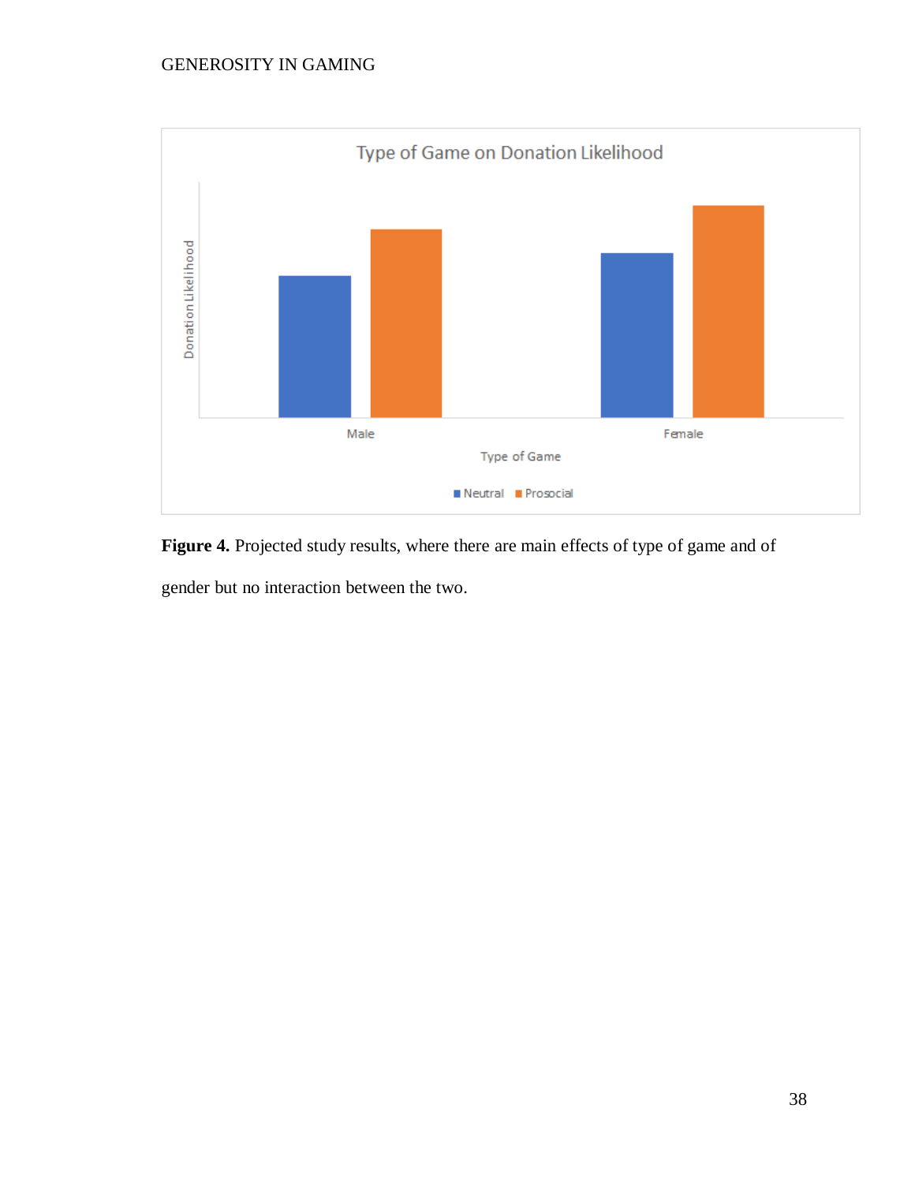Type of Game on Donation Likelihood

Donation Likelihood

Male

Female

Type of Game

Neutral
Prosocial

**Figure 4.** Projected study results, where there are main effects of type of game and of gender but no interaction between the two.